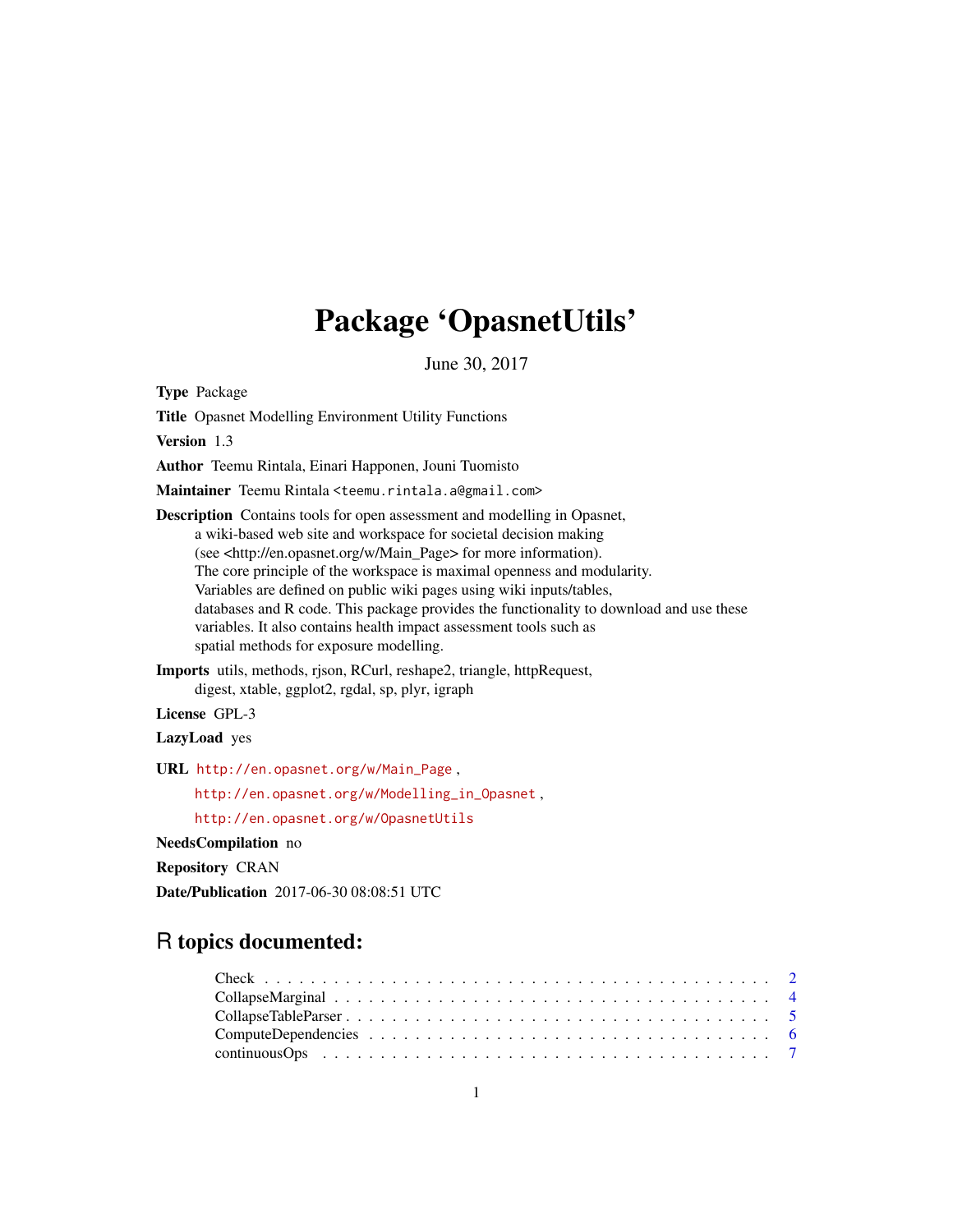# Package 'OpasnetUtils'

June 30, 2017

**Type** Package

**Title** Opasnet Modelling Environment Utility Functions

**Version** 1.3

**Author** Teemu Rintala, Einari Happonen, Jouni Tuomisto

**Maintainer** Teemu Rintala <teemu.rintala.a@gmail.com>

**Description** Contains tools for open assessment and modelling in Opasnet, a wiki-based web site and workspace for societal decision making (see <http://en.opasnet.org/w/Main_Page> for more information). The core principle of the workspace is maximal openness and modularity. Variables are defined on public wiki pages using wiki inputs/tables, databases and R code. This package provides the functionality to download and use these variables. It also contains health impact assessment tools such as spatial methods for exposure modelling.

**Imports** utils, methods, rjson, RCurl, reshape2, triangle, httpRequest, digest, xtable, ggplot2, rgdal, sp, plyr, igraph

**License** GPL-3

**LazyLoad** yes

**URL** http://en.opasnet.org/w/Main_Page, http://en.opasnet.org/w/Modelling_in_Opasnet, http://en.opasnet.org/w/OpasnetUtils

**NeedsCompilation** no

**Repository** CRAN

**Date/Publication** 2017-06-30 08:08:51 UTC

## R topics documented:

- Check . . . . . . . . . . . . . . . . . . . . . . . . . . . . . . . . . . . . . . . . . . 2
- CollapseMarginal . . . . . . . . . . . . . . . . . . . . . . . . . . . . . . . . . . . . . 4
- CollapseTableParser . . . . . . . . . . . . . . . . . . . . . . . . . . . . . . . . . . . 5
- ComputeDependencies . . . . . . . . . . . . . . . . . . . . . . . . . . . . . . . . . . 6
- continuousOps . . . . . . . . . . . . . . . . . . . . . . . . . . . . . . . . . . . . . . 7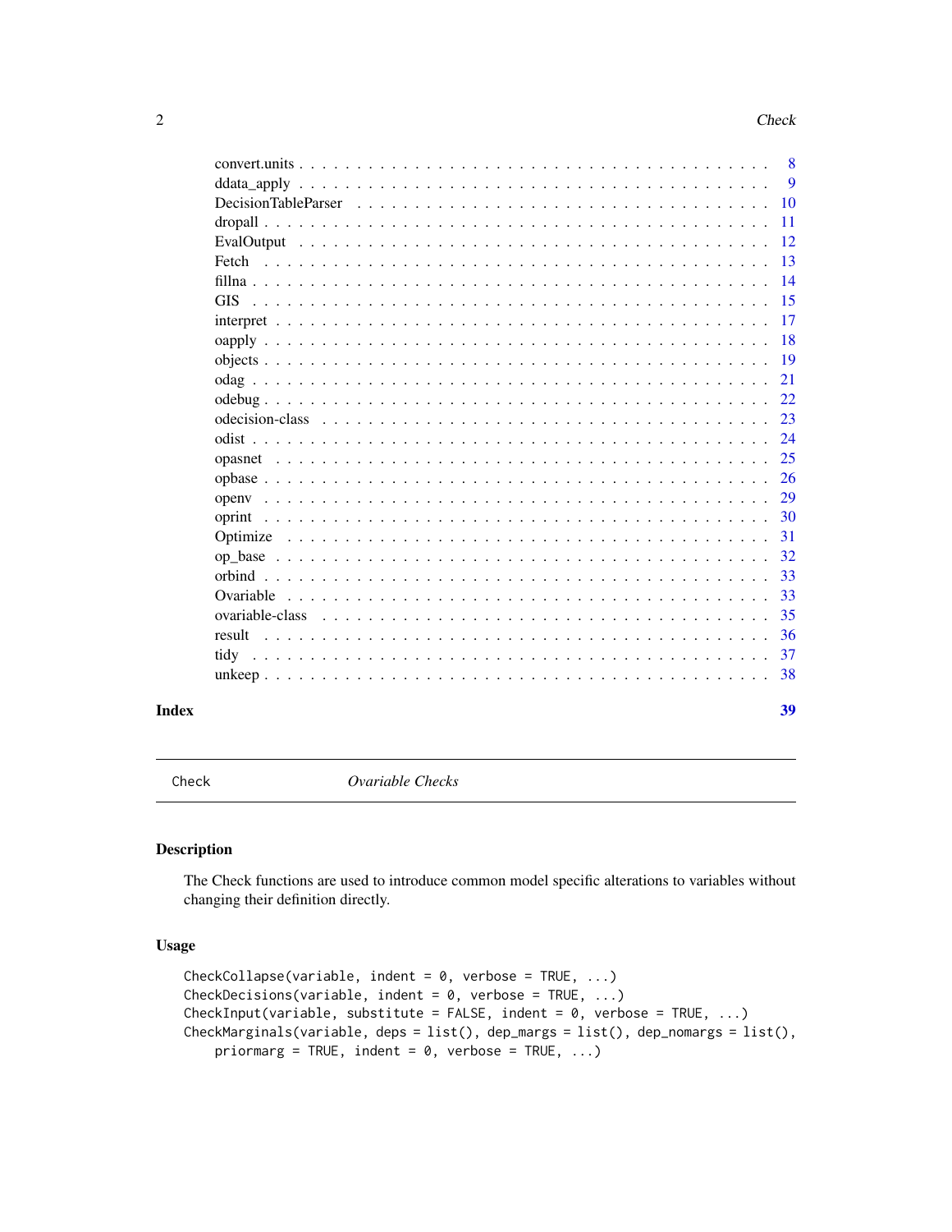convert.units . . . . . . . . . . . . . . . . . . . . . . . . . . . . . . . . . . . . . . 8
ddata_apply . . . . . . . . . . . . . . . . . . . . . . . . . . . . . . . . . . . . . . . 9
DecisionTableParser . . . . . . . . . . . . . . . . . . . . . . . . . . . . . . . . . . 10
dropall . . . . . . . . . . . . . . . . . . . . . . . . . . . . . . . . . . . . . . . . . 11
EvalOutput . . . . . . . . . . . . . . . . . . . . . . . . . . . . . . . . . . . . . . . 12
Fetch . . . . . . . . . . . . . . . . . . . . . . . . . . . . . . . . . . . . . . . . . . 13
fillna . . . . . . . . . . . . . . . . . . . . . . . . . . . . . . . . . . . . . . . . . . 14
GIS . . . . . . . . . . . . . . . . . . . . . . . . . . . . . . . . . . . . . . . . . . . 15
interpret . . . . . . . . . . . . . . . . . . . . . . . . . . . . . . . . . . . . . . . . 17
oapply . . . . . . . . . . . . . . . . . . . . . . . . . . . . . . . . . . . . . . . . . 18
objects . . . . . . . . . . . . . . . . . . . . . . . . . . . . . . . . . . . . . . . . . 19
odag . . . . . . . . . . . . . . . . . . . . . . . . . . . . . . . . . . . . . . . . . . . 21
odebug . . . . . . . . . . . . . . . . . . . . . . . . . . . . . . . . . . . . . . . . . 22
odecision-class . . . . . . . . . . . . . . . . . . . . . . . . . . . . . . . . . . . . . 23
odist . . . . . . . . . . . . . . . . . . . . . . . . . . . . . . . . . . . . . . . . . . . 24
opasnet . . . . . . . . . . . . . . . . . . . . . . . . . . . . . . . . . . . . . . . . . 25
opbase . . . . . . . . . . . . . . . . . . . . . . . . . . . . . . . . . . . . . . . . . 26
openv . . . . . . . . . . . . . . . . . . . . . . . . . . . . . . . . . . . . . . . . . . 29
oprint . . . . . . . . . . . . . . . . . . . . . . . . . . . . . . . . . . . . . . . . . . 30
Optimize . . . . . . . . . . . . . . . . . . . . . . . . . . . . . . . . . . . . . . . . 31
op_base . . . . . . . . . . . . . . . . . . . . . . . . . . . . . . . . . . . . . . . . . 32
orbind . . . . . . . . . . . . . . . . . . . . . . . . . . . . . . . . . . . . . . . . . . 33
Ovariable . . . . . . . . . . . . . . . . . . . . . . . . . . . . . . . . . . . . . . . . 33
ovariable-class . . . . . . . . . . . . . . . . . . . . . . . . . . . . . . . . . . . . . 35
result . . . . . . . . . . . . . . . . . . . . . . . . . . . . . . . . . . . . . . . . . . 36
tidy . . . . . . . . . . . . . . . . . . . . . . . . . . . . . . . . . . . . . . . . . . . 37
unkeep . . . . . . . . . . . . . . . . . . . . . . . . . . . . . . . . . . . . . . . . . . 38

**Index** **39**

---

`Check` *Ovariable Checks*

---

## Description

The Check functions are used to introduce common model specific alterations to variables without changing their definition directly.

## Usage

```
CheckCollapse(variable, indent = 0, verbose = TRUE, ...)
CheckDecisions(variable, indent = 0, verbose = TRUE, ...)
CheckInput(variable, substitute = FALSE, indent = 0, verbose = TRUE, ...)
CheckMarginals(variable, deps = list(), dep_margs = list(), dep_nomargs = list(),
    priormarg = TRUE, indent = 0, verbose = TRUE, ...)
```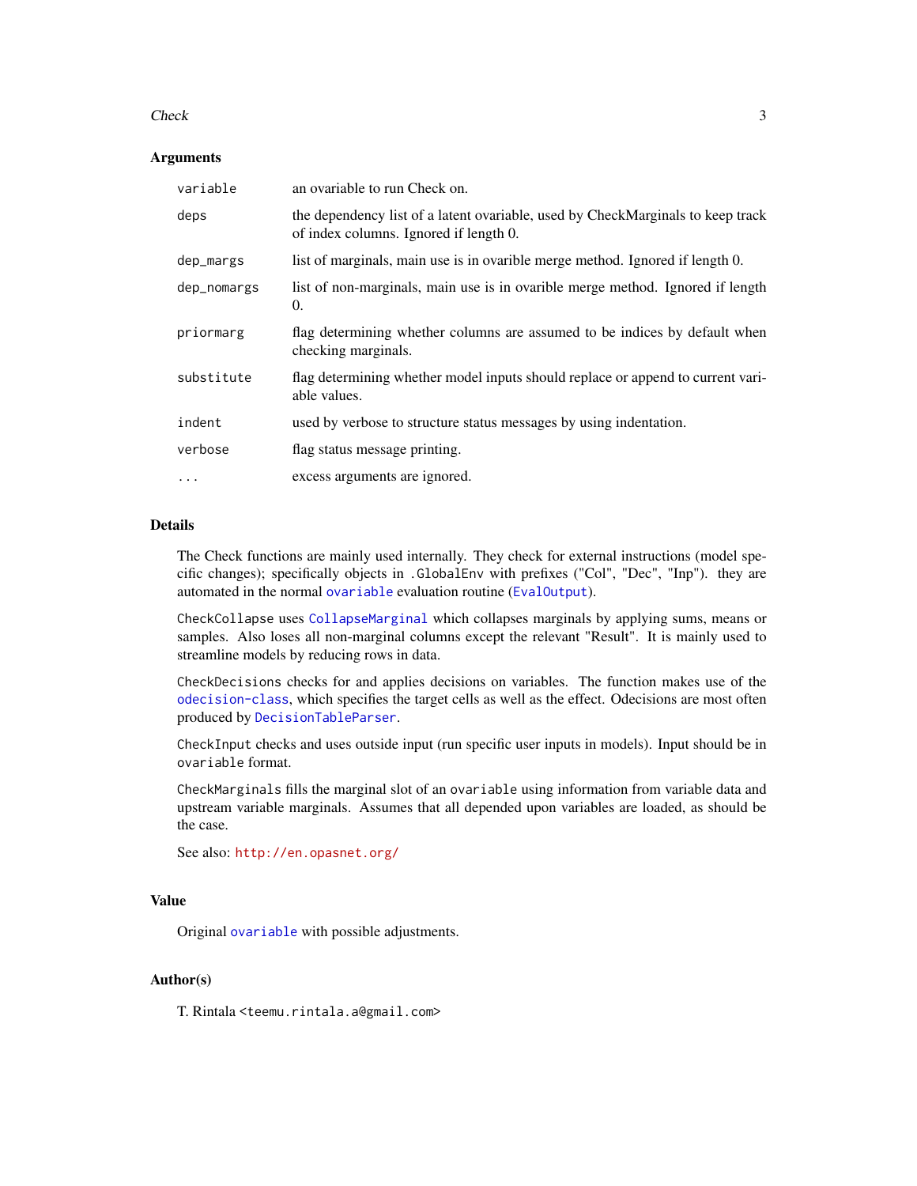## Arguments

| | |
|---|---|
| `variable` | an ovariable to run Check on. |
| `deps` | the dependency list of a latent ovariable, used by CheckMarginals to keep track of index columns. Ignored if length 0. |
| `dep_margs` | list of marginals, main use is in ovarible merge method. Ignored if length 0. |
| `dep_nomargs` | list of non-marginals, main use is in ovarible merge method. Ignored if length 0. |
| `priormarg` | flag determining whether columns are assumed to be indices by default when checking marginals. |
| `substitute` | flag determining whether model inputs should replace or append to current variable values. |
| `indent` | used by verbose to structure status messages by using indentation. |
| `verbose` | flag status message printing. |
| `...` | excess arguments are ignored. |

## Details

The Check functions are mainly used internally. They check for external instructions (model specific changes); specifically objects in `.GlobalEnv` with prefixes ("Col", "Dec", "Inp"). they are automated in the normal `ovariable` evaluation routine (`EvalOutput`).

`CheckCollapse` uses `CollapseMarginal` which collapses marginals by applying sums, means or samples. Also loses all non-marginal columns except the relevant "Result". It is mainly used to streamline models by reducing rows in data.

`CheckDecisions` checks for and applies decisions on variables. The function makes use of the `odecision-class`, which specifies the target cells as well as the effect. Odecisions are most often produced by `DecisionTableParser`.

`CheckInput` checks and uses outside input (run specific user inputs in models). Input should be in `ovariable` format.

`CheckMarginals` fills the marginal slot of an `ovariable` using information from variable data and upstream variable marginals. Assumes that all depended upon variables are loaded, as should be the case.

See also: `http://en.opasnet.org/`

## Value

Original `ovariable` with possible adjustments.

## Author(s)

T. Rintala <teemu.rintala.a@gmail.com>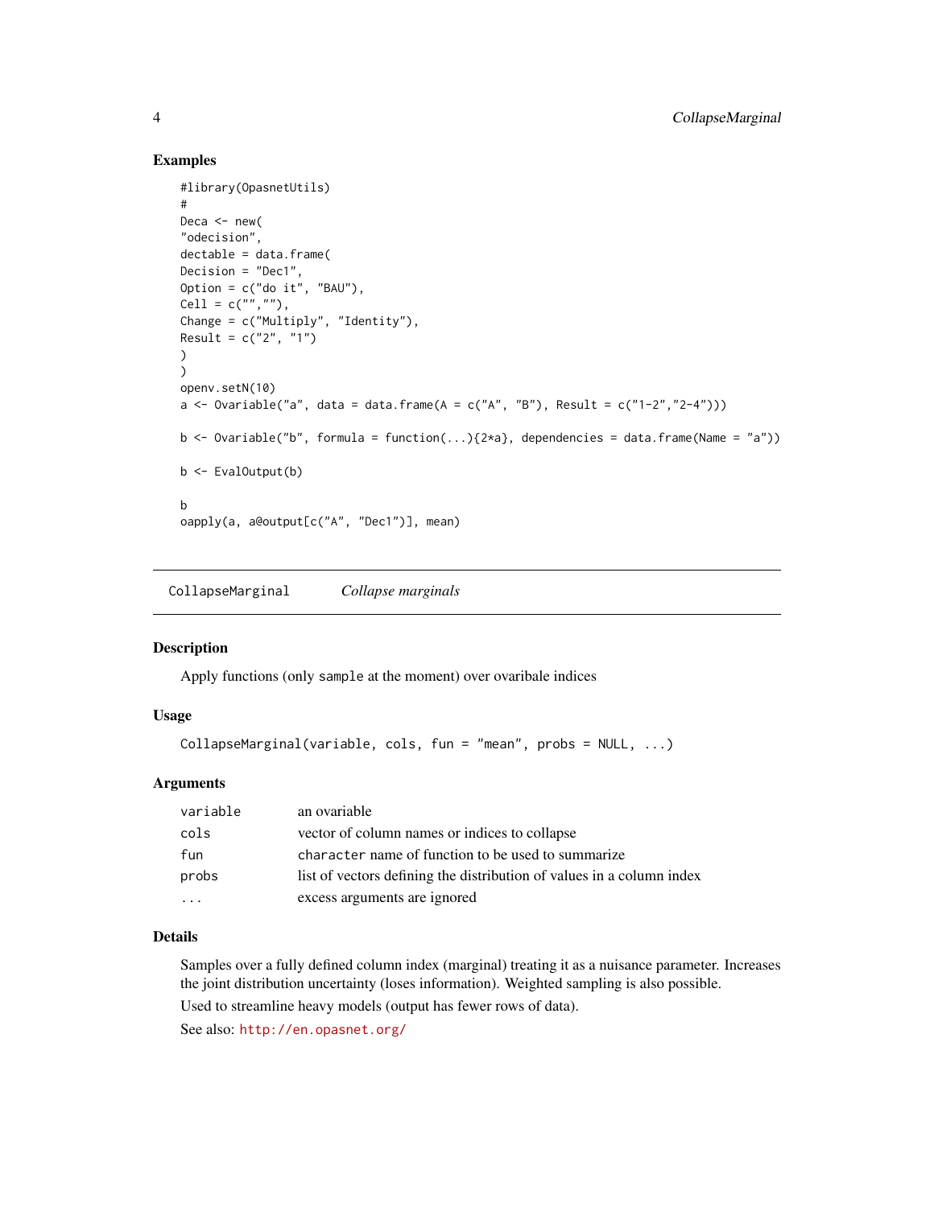## Examples

```
#library(OpasnetUtils)
#
Deca <- new(
"odecision",
dectable = data.frame(
Decision = "Dec1",
Option = c("do it", "BAU"),
Cell = c("",""),
Change = c("Multiply", "Identity"),
Result = c("2", "1")
)
)
openv.setN(10)
a <- Ovariable("a", data = data.frame(A = c("A", "B"), Result = c("1-2","2-4")))

b <- Ovariable("b", formula = function(...){2*a}, dependencies = data.frame(Name = "a"))

b <- EvalOutput(b)

b
oapply(a, a@output[c("A", "Dec1")], mean)
```

---

CollapseMarginal *Collapse marginals*

---

## Description

Apply functions (only `sample` at the moment) over ovaribale indices

## Usage

```
CollapseMarginal(variable, cols, fun = "mean", probs = NULL, ...)
```

## Arguments

| | |
|---|---|
| variable | an ovariable |
| cols | vector of column names or indices to collapse |
| fun | `character` name of function to be used to summarize |
| probs | list of vectors defining the distribution of values in a column index |
| ... | excess arguments are ignored |

## Details

Samples over a fully defined column index (marginal) treating it as a nuisance parameter. Increases the joint distribution uncertainty (loses information). Weighted sampling is also possible.

Used to streamline heavy models (output has fewer rows of data).

See also: http://en.opasnet.org/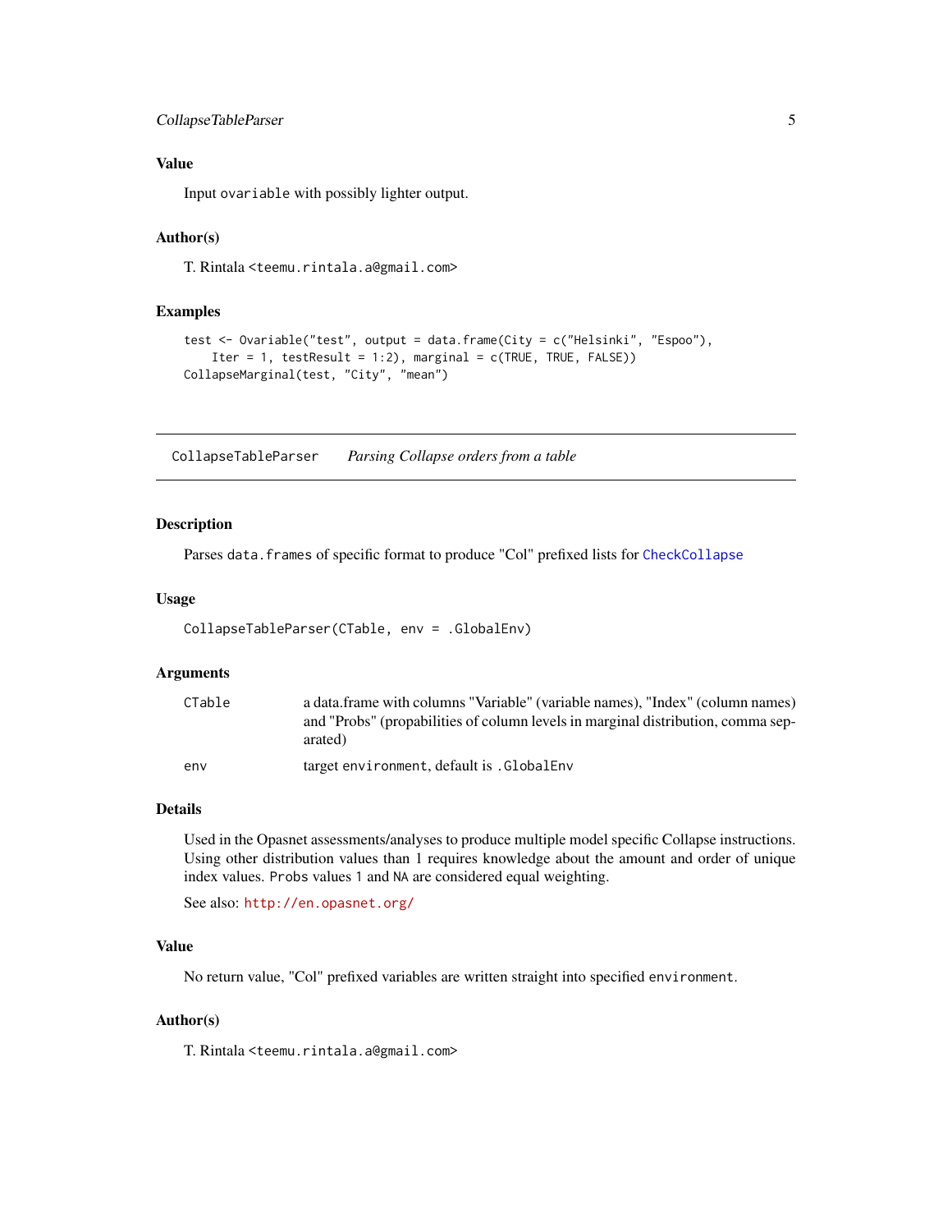## Value

Input `ovariable` with possibly lighter output.

## Author(s)

T. Rintala <teemu.rintala.a@gmail.com>

## Examples

```
test <- Ovariable("test", output = data.frame(City = c("Helsinki", "Espoo"),
    Iter = 1, testResult = 1:2), marginal = c(TRUE, TRUE, FALSE))
CollapseMarginal(test, "City", "mean")
```

---

# CollapseTableParser — *Parsing Collapse orders from a table*

## Description

Parses `data.frames` of specific format to produce "Col" prefixed lists for `CheckCollapse`

## Usage

```
CollapseTableParser(CTable, env = .GlobalEnv)
```

## Arguments

| | |
|---|---|
| `CTable` | a data.frame with columns "Variable" (variable names), "Index" (column names) and "Probs" (propabilities of column levels in marginal distribution, comma separated) |
| `env` | target `environment`, default is `.GlobalEnv` |

## Details

Used in the Opasnet assessments/analyses to produce multiple model specific Collapse instructions. Using other distribution values than 1 requires knowledge about the amount and order of unique index values. `Probs` values `1` and `NA` are considered equal weighting.

See also: http://en.opasnet.org/

## Value

No return value, "Col" prefixed variables are written straight into specified `environment`.

## Author(s)

T. Rintala <teemu.rintala.a@gmail.com>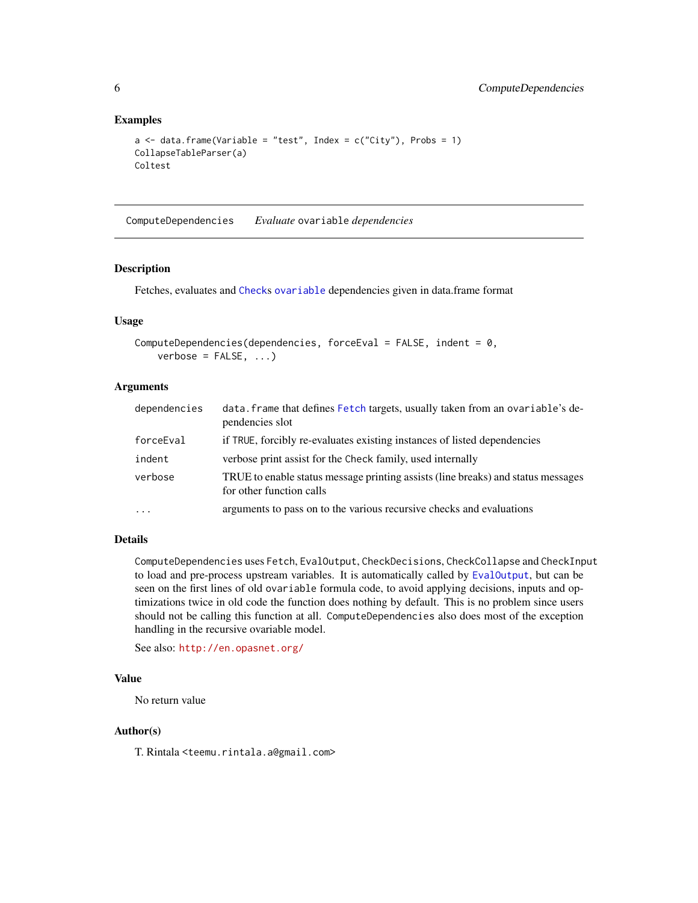### Examples

```
a <- data.frame(Variable = "test", Index = c("City"), Probs = 1)
CollapseTableParser(a)
Coltest
```

---

## ComputeDependencies &nbsp;&nbsp;&nbsp; *Evaluate* `ovariable` *dependencies*

---

### Description

Fetches, evaluates and `Check`s `ovariable` dependencies given in data.frame format

### Usage

```
ComputeDependencies(dependencies, forceEval = FALSE, indent = 0,
    verbose = FALSE, ...)
```

### Arguments

| | |
|---|---|
| `dependencies` | `data.frame` that defines `Fetch` targets, usually taken from an `ovariable`'s dependencies slot |
| `forceEval` | if `TRUE`, forcibly re-evaluates existing instances of listed dependencies |
| `indent` | verbose print assist for the `Check` family, used internally |
| `verbose` | TRUE to enable status message printing assists (line breaks) and status messages for other function calls |
| `...` | arguments to pass on to the various recursive checks and evaluations |

### Details

`ComputeDependencies` uses `Fetch`, `EvalOutput`, `CheckDecisions`, `CheckCollapse` and `CheckInput` to load and pre-process upstream variables. It is automatically called by `EvalOutput`, but can be seen on the first lines of old `ovariable` formula code, to avoid applying decisions, inputs and optimizations twice in old code the function does nothing by default. This is no problem since users should not be calling this function at all. `ComputeDependencies` also does most of the exception handling in the recursive ovariable model.

See also: `http://en.opasnet.org/`

### Value

No return value

### Author(s)

T. Rintala <teemu.rintala.a@gmail.com>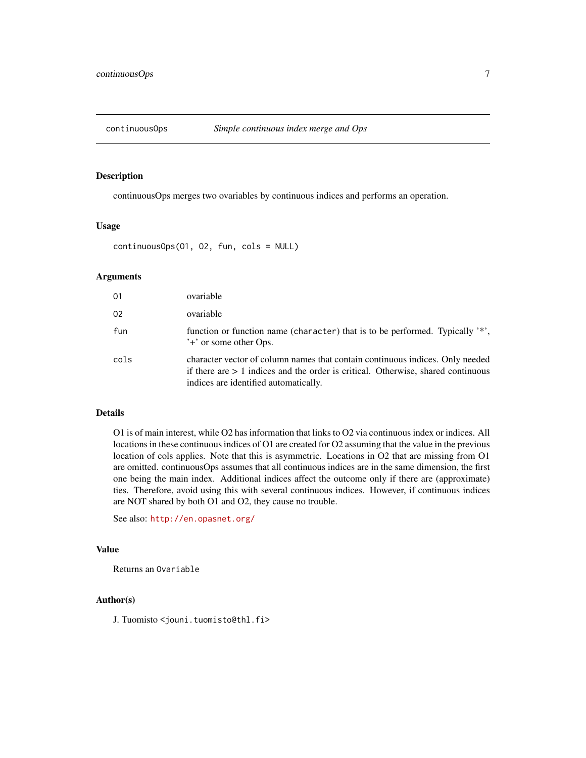# continuousOps — *Simple continuous index merge and Ops*

## Description

continuousOps merges two ovariables by continuous indices and performs an operation.

## Usage

```
continuousOps(O1, O2, fun, cols = NULL)
```

## Arguments

| | |
|---|---|
| O1 | ovariable |
| O2 | ovariable |
| fun | function or function name (character) that is to be performed. Typically '*', '+' or some other Ops. |
| cols | character vector of column names that contain continuous indices. Only needed if there are > 1 indices and the order is critical. Otherwise, shared continuous indices are identified automatically. |

## Details

O1 is of main interest, while O2 has information that links to O2 via continuous index or indices. All locations in these continuous indices of O1 are created for O2 assuming that the value in the previous location of cols applies. Note that this is asymmetric. Locations in O2 that are missing from O1 are omitted. continuousOps assumes that all continuous indices are in the same dimension, the first one being the main index. Additional indices affect the outcome only if there are (approximate) ties. Therefore, avoid using this with several continuous indices. However, if continuous indices are NOT shared by both O1 and O2, they cause no trouble.

See also: http://en.opasnet.org/

## Value

Returns an `Ovariable`

## Author(s)

J. Tuomisto <jouni.tuomisto@thl.fi>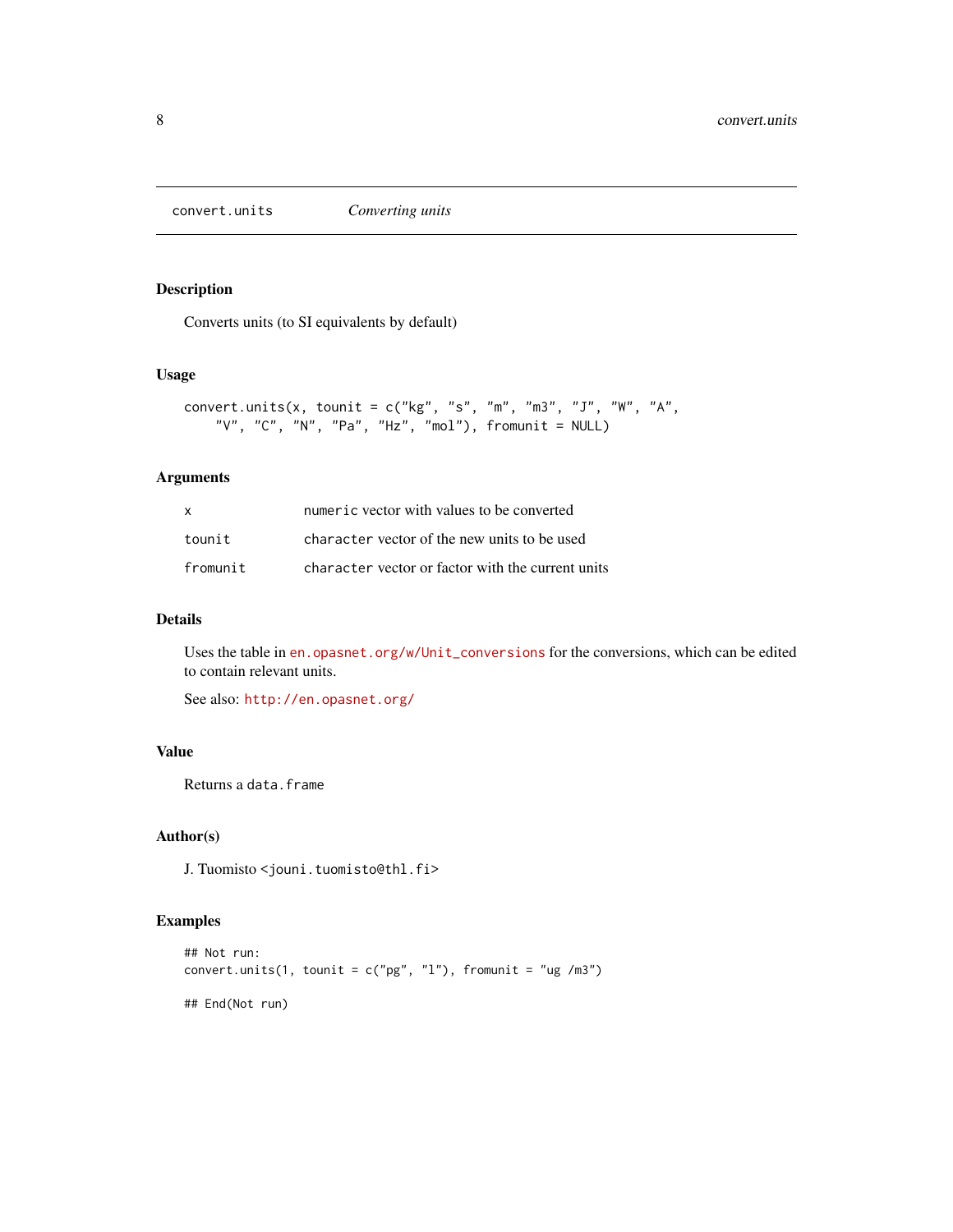convert.units *Converting units*

## Description

Converts units (to SI equivalents by default)

## Usage

```
convert.units(x, tounit = c("kg", "s", "m", "m3", "J", "W", "A",
    "V", "C", "N", "Pa", "Hz", "mol"), fromunit = NULL)
```

## Arguments

| | |
|---|---|
| x | `numeric` vector with values to be converted |
| tounit | `character` vector of the new units to be used |
| fromunit | `character` vector or factor with the current units |

## Details

Uses the table in `en.opasnet.org/w/Unit_conversions` for the conversions, which can be edited to contain relevant units.

See also: `http://en.opasnet.org/`

## Value

Returns a `data.frame`

## Author(s)

J. Tuomisto `<jouni.tuomisto@thl.fi>`

## Examples

```
## Not run:
convert.units(1, tounit = c("pg", "l"), fromunit = "ug /m3")

## End(Not run)
```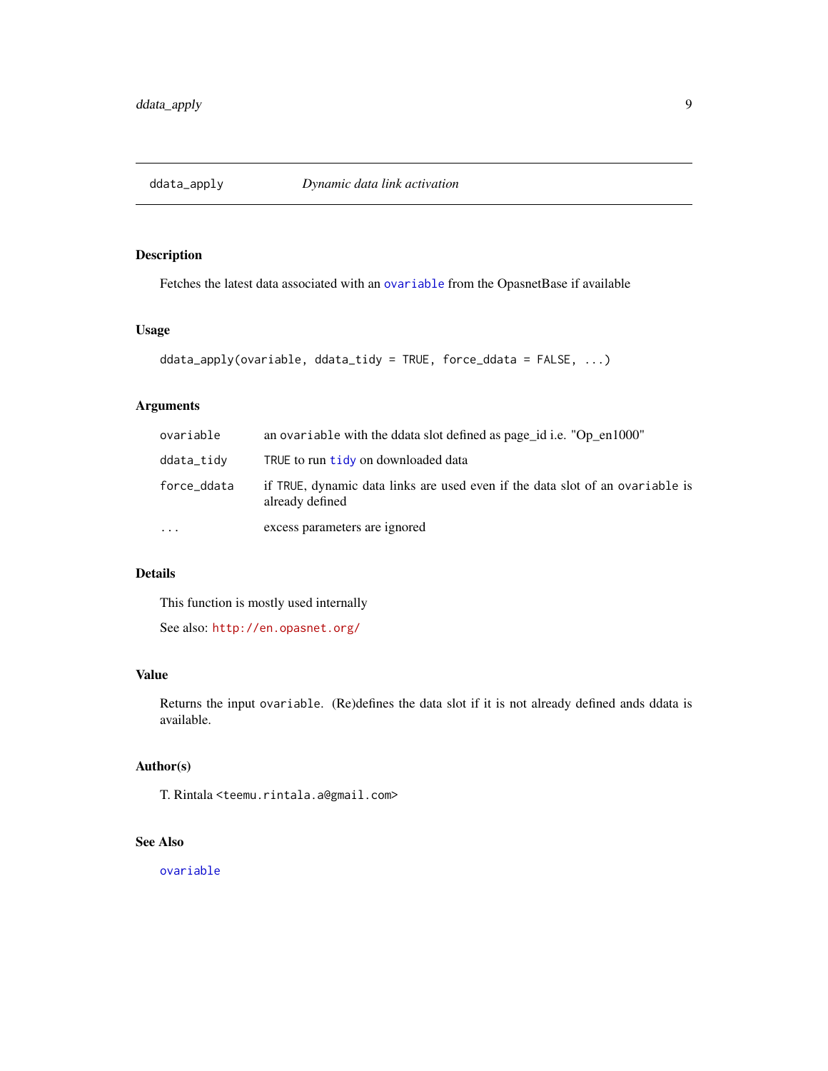# ddata_apply — *Dynamic data link activation*

## Description

Fetches the latest data associated with an `ovariable` from the OpasnetBase if available

## Usage

```
ddata_apply(ovariable, ddata_tidy = TRUE, force_ddata = FALSE, ...)
```

## Arguments

| | |
|---|---|
| `ovariable` | an `ovariable` with the ddata slot defined as page_id i.e. "Op_en1000" |
| `ddata_tidy` | `TRUE` to run `tidy` on downloaded data |
| `force_ddata` | if `TRUE`, dynamic data links are used even if the data slot of an `ovariable` is already defined |
| `...` | excess parameters are ignored |

## Details

This function is mostly used internally

See also: http://en.opasnet.org/

## Value

Returns the input `ovariable`. (Re)defines the data slot if it is not already defined ands ddata is available.

## Author(s)

T. Rintala <teemu.rintala.a@gmail.com>

## See Also

`ovariable`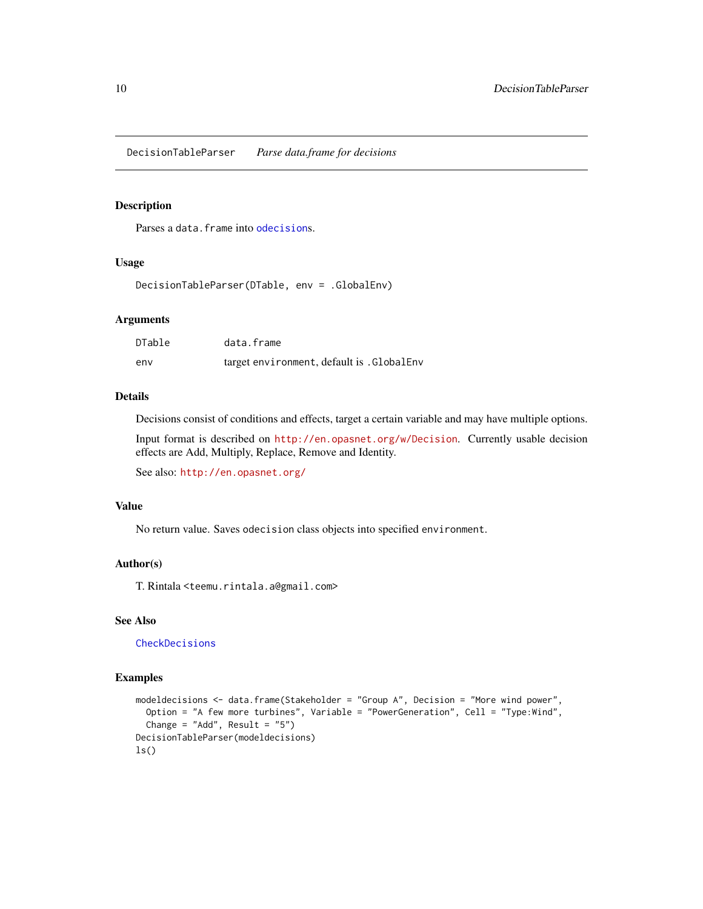## DecisionTableParser *Parse data.frame for decisions*

### Description

Parses a `data.frame` into `odecision`s.

### Usage

```
DecisionTableParser(DTable, env = .GlobalEnv)
```

### Arguments

| | |
|---|---|
| DTable | data.frame |
| env | target environment, default is .GlobalEnv |

### Details

Decisions consist of conditions and effects, target a certain variable and may have multiple options.

Input format is described on http://en.opasnet.org/w/Decision. Currently usable decision effects are Add, Multiply, Replace, Remove and Identity.

See also: http://en.opasnet.org/

### Value

No return value. Saves `odecision` class objects into specified `environment`.

### Author(s)

T. Rintala <teemu.rintala.a@gmail.com>

### See Also

`CheckDecisions`

### Examples

```
modeldecisions <- data.frame(Stakeholder = "Group A", Decision = "More wind power",
  Option = "A few more turbines", Variable = "PowerGeneration", Cell = "Type:Wind",
  Change = "Add", Result = "5")
DecisionTableParser(modeldecisions)
ls()
```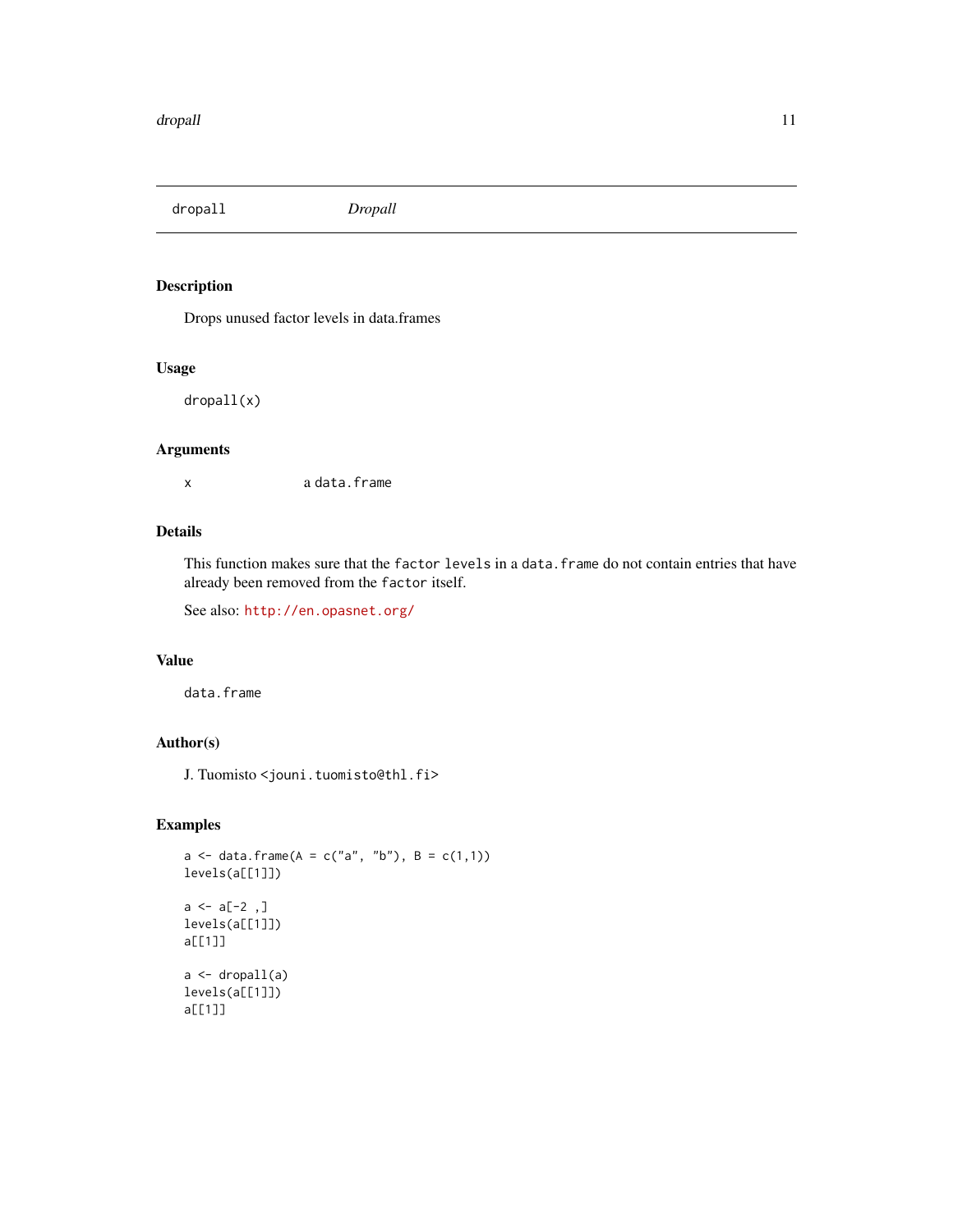# dropall — *Dropall*

## Description

Drops unused factor levels in data.frames

## Usage

```
dropall(x)
```

## Arguments

| | |
|---|---|
| x | a `data.frame` |

## Details

This function makes sure that the `factor levels` in a `data.frame` do not contain entries that have already been removed from the `factor` itself.

See also: http://en.opasnet.org/

## Value

`data.frame`

## Author(s)

J. Tuomisto <jouni.tuomisto@thl.fi>

## Examples

```
a <- data.frame(A = c("a", "b"), B = c(1,1))
levels(a[[1]])

a <- a[-2 ,]
levels(a[[1]])
a[[1]]

a <- dropall(a)
levels(a[[1]])
a[[1]]
```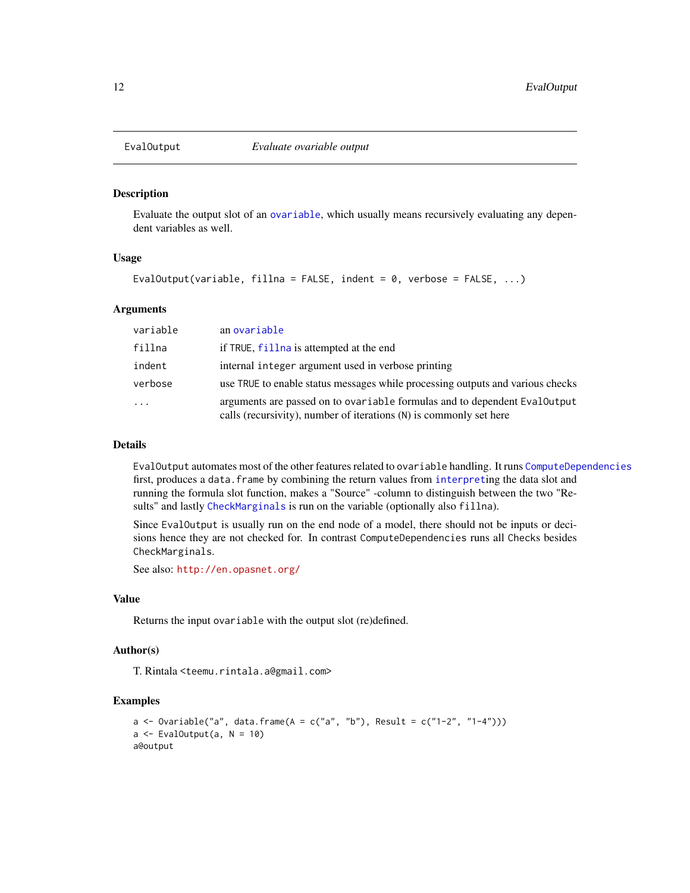# EvalOutput *Evaluate ovariable output*

## Description

Evaluate the output slot of an ovariable, which usually means recursively evaluating any dependent variables as well.

## Usage

```
EvalOutput(variable, fillna = FALSE, indent = 0, verbose = FALSE, ...)
```

## Arguments

| | |
|---|---|
| variable | an ovariable |
| fillna | if TRUE, fillna is attempted at the end |
| indent | internal integer argument used in verbose printing |
| verbose | use TRUE to enable status messages while processing outputs and various checks |
| ... | arguments are passed on to ovariable formulas and to dependent EvalOutput calls (recursivity), number of iterations (N) is commonly set here |

## Details

EvalOutput automates most of the other features related to ovariable handling. It runs ComputeDependencies first, produces a data.frame by combining the return values from interpreting the data slot and running the formula slot function, makes a "Source" -column to distinguish between the two "Results" and lastly CheckMarginals is run on the variable (optionally also fillna).

Since EvalOutput is usually run on the end node of a model, there should not be inputs or decisions hence they are not checked for. In contrast ComputeDependencies runs all Checks besides CheckMarginals.

See also: http://en.opasnet.org/

## Value

Returns the input ovariable with the output slot (re)defined.

## Author(s)

T. Rintala <teemu.rintala.a@gmail.com>

## Examples

```
a <- Ovariable("a", data.frame(A = c("a", "b"), Result = c("1-2", "1-4")))
a <- EvalOutput(a, N = 10)
a@output
```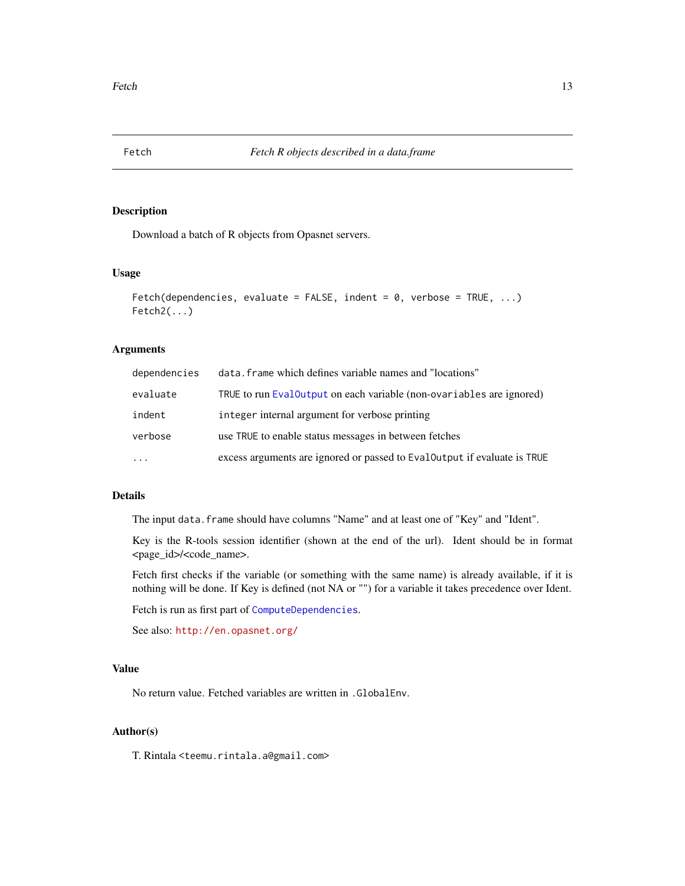# Fetch — *Fetch R objects described in a data.frame*

## Description

Download a batch of R objects from Opasnet servers.

## Usage

```
Fetch(dependencies, evaluate = FALSE, indent = 0, verbose = TRUE, ...)
Fetch2(...)
```

## Arguments

| | |
|---|---|
| `dependencies` | `data.frame` which defines variable names and "locations" |
| `evaluate` | `TRUE` to run `EvalOutput` on each variable (non-`ovariables` are ignored) |
| `indent` | `integer` internal argument for verbose printing |
| `verbose` | use `TRUE` to enable status messages in between fetches |
| `...` | excess arguments are ignored or passed to `EvalOutput` if evaluate is `TRUE` |

## Details

The input `data.frame` should have columns "Name" and at least one of "Key" and "Ident".

Key is the R-tools session identifier (shown at the end of the url). Ident should be in format <page_id>/<code_name>.

Fetch first checks if the variable (or something with the same name) is already available, if it is nothing will be done. If Key is defined (not NA or "") for a variable it takes precedence over Ident.

Fetch is run as first part of `ComputeDependencies`.

See also: `http://en.opasnet.org/`

## Value

No return value. Fetched variables are written in `.GlobalEnv`.

## Author(s)

T. Rintala <`teemu.rintala.a@gmail.com`>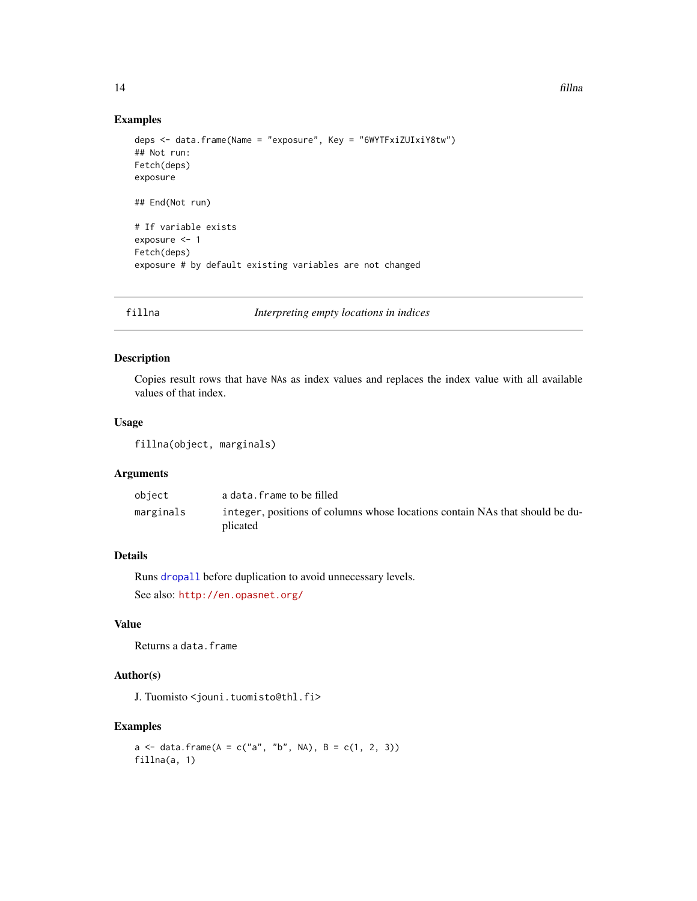## Examples

```
deps <- data.frame(Name = "exposure", Key = "6WYTFxiZUIxiY8tw")
## Not run:
Fetch(deps)
exposure

## End(Not run)

# If variable exists
exposure <- 1
Fetch(deps)
exposure # by default existing variables are not changed
```

---

# fillna — *Interpreting empty locations in indices*

## Description

Copies result rows that have NAs as index values and replaces the index value with all available values of that index.

## Usage

```
fillna(object, marginals)
```

## Arguments

| | |
|---|---|
| object | a data.frame to be filled |
| marginals | integer, positions of columns whose locations contain NAs that should be duplicated |

## Details

Runs dropall before duplication to avoid unnecessary levels.

See also: http://en.opasnet.org/

## Value

Returns a data.frame

## Author(s)

J. Tuomisto <jouni.tuomisto@thl.fi>

## Examples

```
a <- data.frame(A = c("a", "b", NA), B = c(1, 2, 3))
fillna(a, 1)
```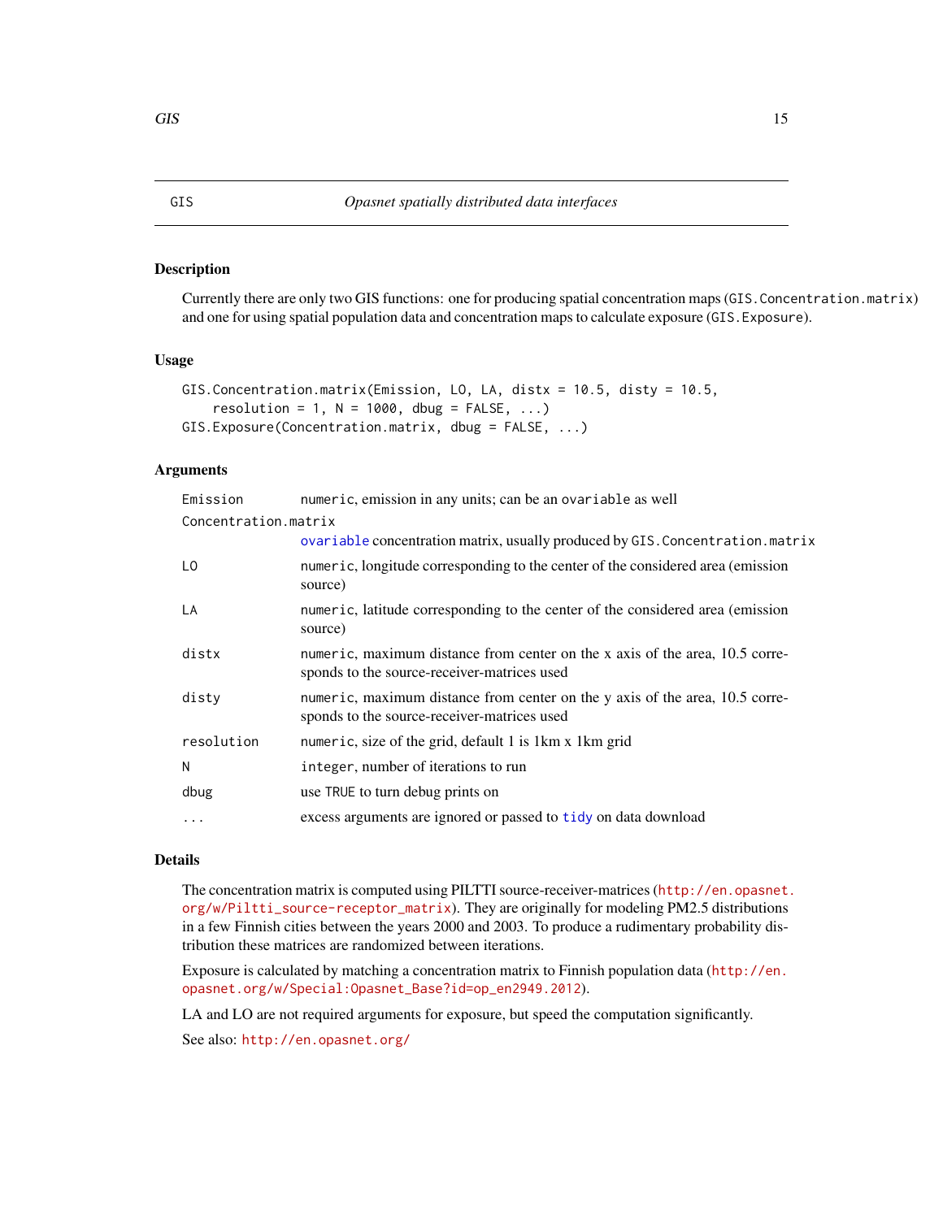# GIS — *Opasnet spatially distributed data interfaces*

## Description

Currently there are only two GIS functions: one for producing spatial concentration maps (`GIS.Concentration.matrix`) and one for using spatial population data and concentration maps to calculate exposure (`GIS.Exposure`).

## Usage

```
GIS.Concentration.matrix(Emission, LO, LA, distx = 10.5, disty = 10.5,
    resolution = 1, N = 1000, dbug = FALSE, ...)
GIS.Exposure(Concentration.matrix, dbug = FALSE, ...)
```

## Arguments

| Argument | Description |
|---|---|
| `Emission` | `numeric`, emission in any units; can be an `ovariable` as well |
| `Concentration.matrix` | `ovariable` concentration matrix, usually produced by `GIS.Concentration.matrix` |
| `LO` | `numeric`, longitude corresponding to the center of the considered area (emission source) |
| `LA` | `numeric`, latitude corresponding to the center of the considered area (emission source) |
| `distx` | `numeric`, maximum distance from center on the x axis of the area, 10.5 corresponds to the source-receiver-matrices used |
| `disty` | `numeric`, maximum distance from center on the y axis of the area, 10.5 corresponds to the source-receiver-matrices used |
| `resolution` | `numeric`, size of the grid, default 1 is 1km x 1km grid |
| `N` | `integer`, number of iterations to run |
| `dbug` | use `TRUE` to turn debug prints on |
| `...` | excess arguments are ignored or passed to `tidy` on data download |

## Details

The concentration matrix is computed using PILTTI source-receiver-matrices (`http://en.opasnet.org/w/Piltti_source-receptor_matrix`). They are originally for modeling PM2.5 distributions in a few Finnish cities between the years 2000 and 2003. To produce a rudimentary probability distribution these matrices are randomized between iterations.

Exposure is calculated by matching a concentration matrix to Finnish population data (`http://en.opasnet.org/w/Special:Opasnet_Base?id=op_en2949.2012`).

LA and LO are not required arguments for exposure, but speed the computation significantly.

See also: `http://en.opasnet.org/`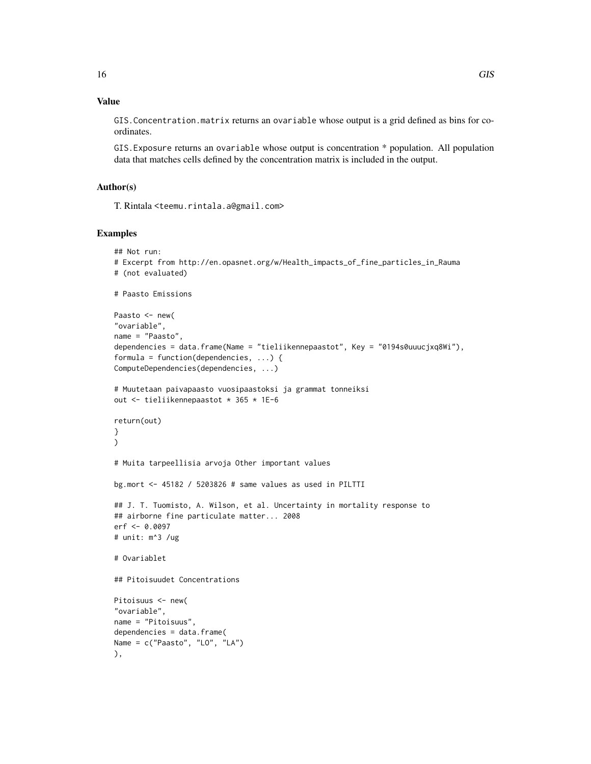## Value

`GIS.Concentration.matrix` returns an `ovariable` whose output is a grid defined as bins for coordinates.

`GIS.Exposure` returns an `ovariable` whose output is concentration * population. All population data that matches cells defined by the concentration matrix is included in the output.

## Author(s)

T. Rintala <teemu.rintala.a@gmail.com>

## Examples

```
## Not run:
# Excerpt from http://en.opasnet.org/w/Health_impacts_of_fine_particles_in_Rauma
# (not evaluated)

# Paasto Emissions

Paasto <- new(
"ovariable",
name = "Paasto",
dependencies = data.frame(Name = "tieliikennepaastot", Key = "0194s0uuucjxq8Wi"),
formula = function(dependencies, ...) {
ComputeDependencies(dependencies, ...)

# Muutetaan paivapaasto vuosipaastoksi ja grammat tonneiksi
out <- tieliikennepaastot * 365 * 1E-6

return(out)
}
)

# Muita tarpeellisia arvoja Other important values

bg.mort <- 45182 / 5203826 # same values as used in PILTTI

## J. T. Tuomisto, A. Wilson, et al. Uncertainty in mortality response to
## airborne fine particulate matter... 2008
erf <- 0.0097
# unit: m^3 /ug

# Ovariablet

## Pitoisuudet Concentrations

Pitoisuus <- new(
"ovariable",
name = "Pitoisuus",
dependencies = data.frame(
Name = c("Paasto", "LO", "LA")
),
```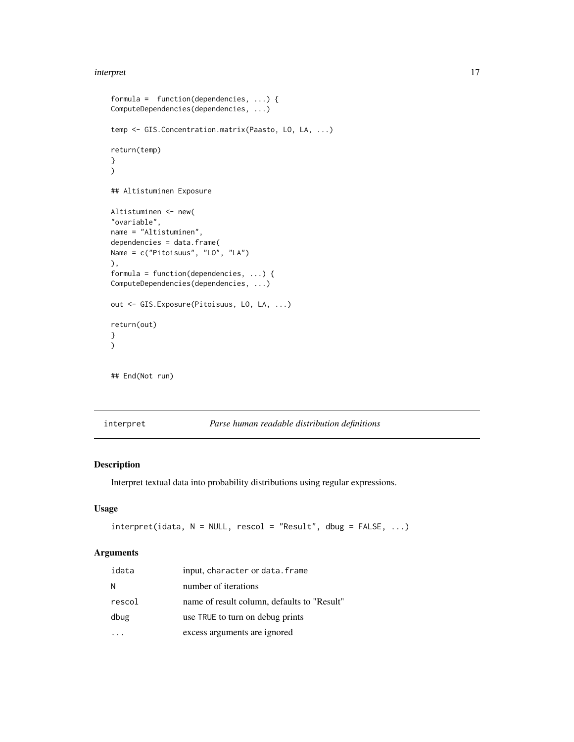```
formula =  function(dependencies, ...) {
ComputeDependencies(dependencies, ...)

temp <- GIS.Concentration.matrix(Paasto, LO, LA, ...)

return(temp)
}
)

## Altistuminen Exposure

Altistuminen <- new(
"ovariable",
name = "Altistuminen",
dependencies = data.frame(
Name = c("Pitoisuus", "LO", "LA")
),
formula = function(dependencies, ...) {
ComputeDependencies(dependencies, ...)

out <- GIS.Exposure(Pitoisuus, LO, LA, ...)

return(out)
}
)


## End(Not run)
```

## interpret *Parse human readable distribution definitions*

### Description

Interpret textual data into probability distributions using regular expressions.

### Usage

```
interpret(idata, N = NULL, rescol = "Result", dbug = FALSE, ...)
```

### Arguments

| | |
|---|---|
| idata | input, character or data.frame |
| N | number of iterations |
| rescol | name of result column, defaults to "Result" |
| dbug | use TRUE to turn on debug prints |
| ... | excess arguments are ignored |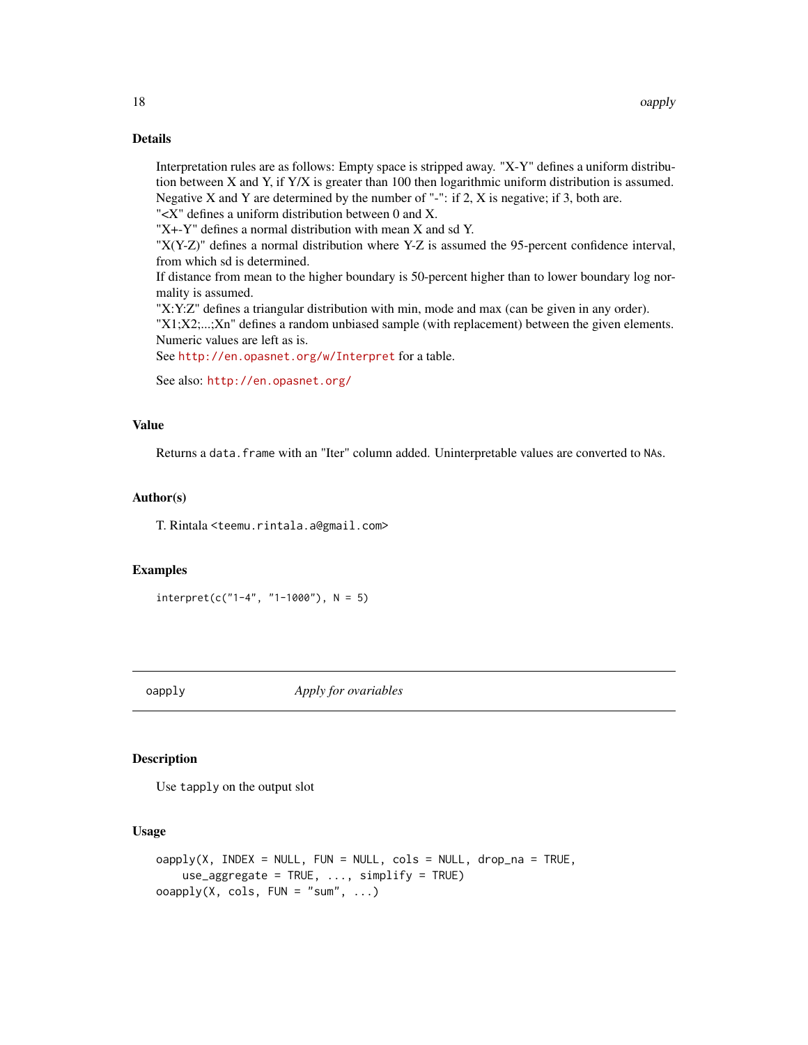### Details

Interpretation rules are as follows: Empty space is stripped away. "X-Y" defines a uniform distribution between X and Y, if Y/X is greater than 100 then logarithmic uniform distribution is assumed. Negative X and Y are determined by the number of "-": if 2, X is negative; if 3, both are.
"<X" defines a uniform distribution between 0 and X.
"X+-Y" defines a normal distribution with mean X and sd Y.
"X(Y-Z)" defines a normal distribution where Y-Z is assumed the 95-percent confidence interval, from which sd is determined.
If distance from mean to the higher boundary is 50-percent higher than to lower boundary log normality is assumed.
"X:Y:Z" defines a triangular distribution with min, mode and max (can be given in any order).
"X1;X2;...;Xn" defines a random unbiased sample (with replacement) between the given elements.
Numeric values are left as is.
See `http://en.opasnet.org/w/Interpret` for a table.

See also: `http://en.opasnet.org/`

### Value

Returns a `data.frame` with an "Iter" column added. Uninterpretable values are converted to `NA`s.

### Author(s)

T. Rintala <teemu.rintala.a@gmail.com>

### Examples

```
interpret(c("1-4", "1-1000"), N = 5)
```

---

## oapply — *Apply for ovariables*

### Description

Use `tapply` on the output slot

### Usage

```
oapply(X, INDEX = NULL, FUN = NULL, cols = NULL, drop_na = TRUE,
    use_aggregate = TRUE, ..., simplify = TRUE)
ooapply(X, cols, FUN = "sum", ...)
```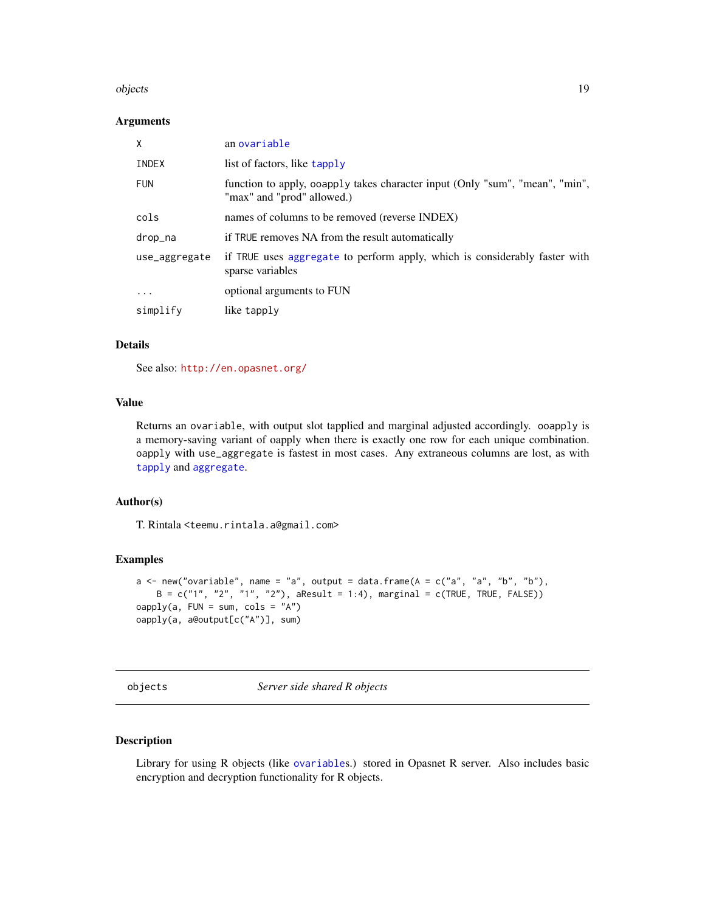### Arguments

| | |
|---|---|
| X | an ovariable |
| INDEX | list of factors, like tapply |
| FUN | function to apply, ooapply takes character input (Only "sum", "mean", "min", "max" and "prod" allowed.) |
| cols | names of columns to be removed (reverse INDEX) |
| drop_na | if TRUE removes NA from the result automatically |
| use_aggregate | if TRUE uses aggregate to perform apply, which is considerably faster with sparse variables |
| ... | optional arguments to FUN |
| simplify | like tapply |

### Details

See also: http://en.opasnet.org/

### Value

Returns an ovariable, with output slot tapplied and marginal adjusted accordingly. ooapply is a memory-saving variant of oapply when there is exactly one row for each unique combination. oapply with use_aggregate is fastest in most cases. Any extraneous columns are lost, as with tapply and aggregate.

### Author(s)

T. Rintala <teemu.rintala.a@gmail.com>

### Examples

```
a <- new("ovariable", name = "a", output = data.frame(A = c("a", "a", "b", "b"),
    B = c("1", "2", "1", "2"), aResult = 1:4), marginal = c(TRUE, TRUE, FALSE))
oapply(a, FUN = sum, cols = "A")
oapply(a, a@output[c("A")], sum)
```

---

## objects *Server side shared R objects*

### Description

Library for using R objects (like ovariables.) stored in Opasnet R server. Also includes basic encryption and decryption functionality for R objects.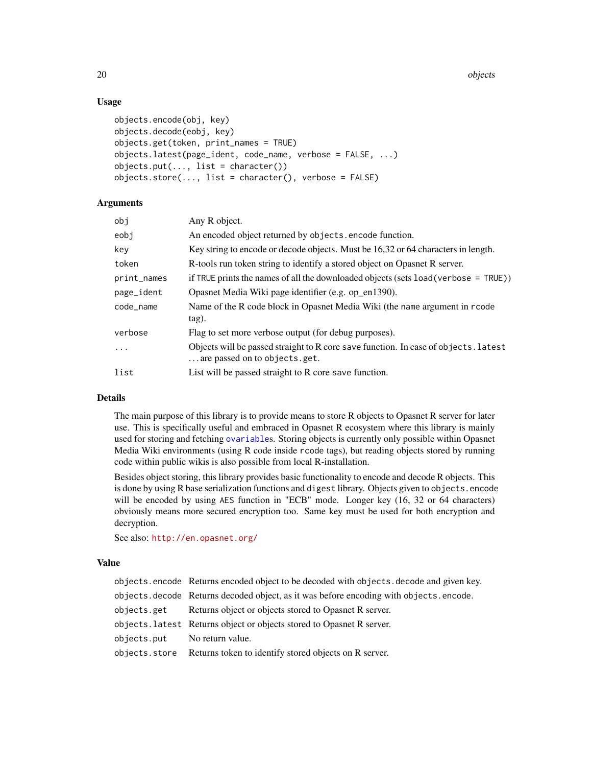## Usage

```
objects.encode(obj, key)
objects.decode(eobj, key)
objects.get(token, print_names = TRUE)
objects.latest(page_ident, code_name, verbose = FALSE, ...)
objects.put(..., list = character())
objects.store(..., list = character(), verbose = FALSE)
```

## Arguments

| | |
|---|---|
| `obj` | Any R object. |
| `eobj` | An encoded object returned by `objects.encode` function. |
| `key` | Key string to encode or decode objects. Must be 16,32 or 64 characters in length. |
| `token` | R-tools run token string to identify a stored object on Opasnet R server. |
| `print_names` | if `TRUE` prints the names of all the downloaded objects (sets `load(verbose = TRUE)`) |
| `page_ident` | Opasnet Media Wiki page identifier (e.g. op_en1390). |
| `code_name` | Name of the R code block in Opasnet Media Wiki (the `name` argument in `rcode` tag). |
| `verbose` | Flag to set more verbose output (for debug purposes). |
| `...` | Objects will be passed straight to R core `save` function. In case of `objects.latest` ... are passed on to `objects.get`. |
| `list` | List will be passed straight to R core `save` function. |

## Details

The main purpose of this library is to provide means to store R objects to Opasnet R server for later use. This is specifically useful and embraced in Opasnet R ecosystem where this library is mainly used for storing and fetching `ovariable`s. Storing objects is currently only possible within Opasnet Media Wiki environments (using R code inside `rcode` tags), but reading objects stored by running code within public wikis is also possible from local R-installation.

Besides object storing, this library provides basic functionality to encode and decode R objects. This is done by using R base serialization functions and `digest` library. Objects given to `objects.encode` will be encoded by using `AES` function in "ECB" mode. Longer key (16, 32 or 64 characters) obviously means more secured encryption too. Same key must be used for both encryption and decryption.

See also: http://en.opasnet.org/

## Value

| | |
|---|---|
| `objects.encode` | Returns encoded object to be decoded with `objects.decode` and given key. |
| `objects.decode` | Returns decoded object, as it was before encoding with `objects.encode`. |
| `objects.get` | Returns object or objects stored to Opasnet R server. |
| `objects.latest` | Returns object or objects stored to Opasnet R server. |
| `objects.put` | No return value. |
| `objects.store` | Returns token to identify stored objects on R server. |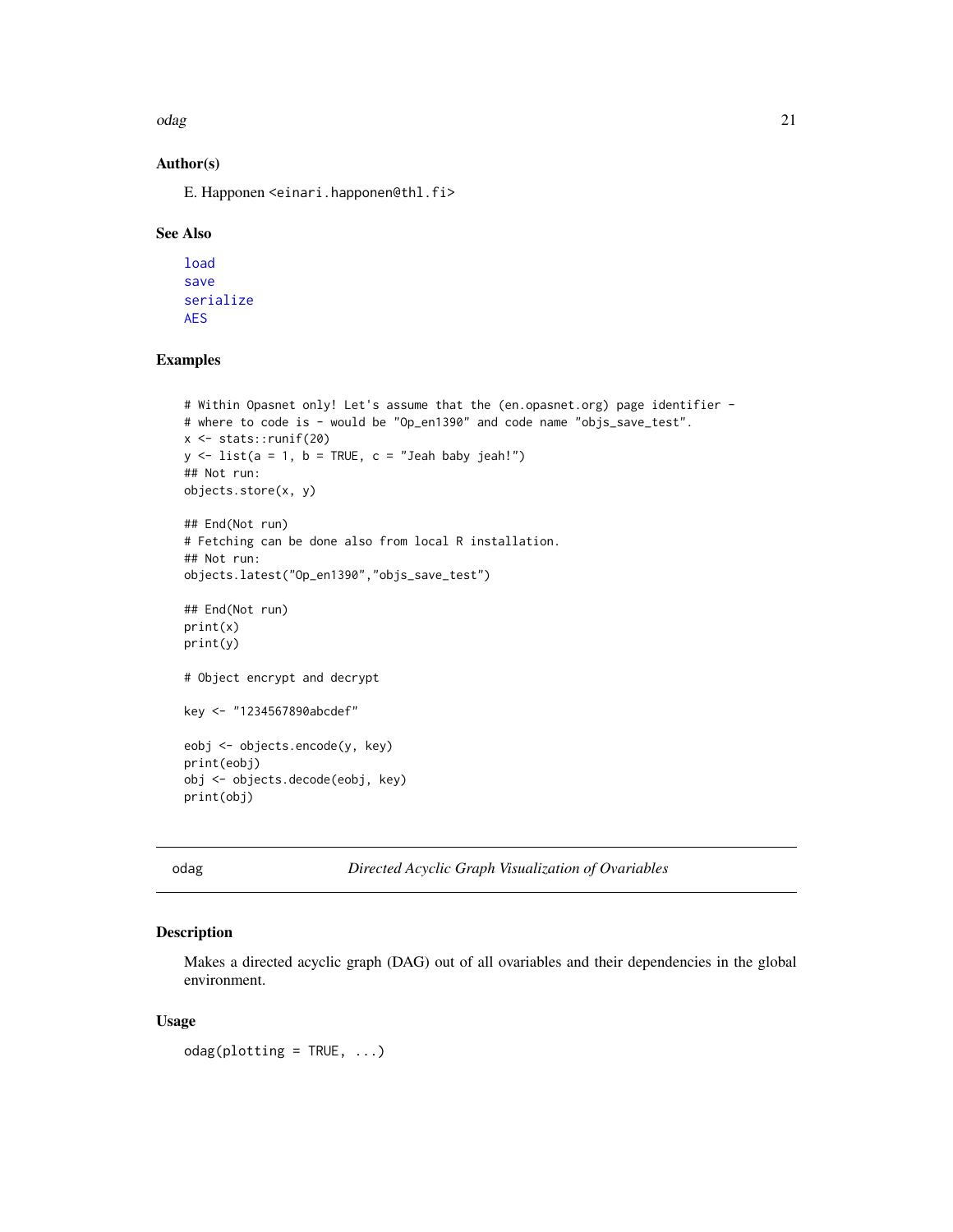## Author(s)

E. Happonen <einari.happonen@thl.fi>

## See Also

load
save
serialize
AES

## Examples

```
# Within Opasnet only! Let's assume that the (en.opasnet.org) page identifier -
# where to code is - would be "Op_en1390" and code name "objs_save_test".
x <- stats::runif(20)
y <- list(a = 1, b = TRUE, c = "Jeah baby jeah!")
## Not run:
objects.store(x, y)

## End(Not run)
# Fetching can be done also from local R installation.
## Not run:
objects.latest("Op_en1390","objs_save_test")

## End(Not run)
print(x)
print(y)

# Object encrypt and decrypt

key <- "1234567890abcdef"

eobj <- objects.encode(y, key)
print(eobj)
obj <- objects.decode(eobj, key)
print(obj)
```

---

# odag — *Directed Acyclic Graph Visualization of Ovariables*

## Description

Makes a directed acyclic graph (DAG) out of all ovariables and their dependencies in the global environment.

## Usage

```
odag(plotting = TRUE, ...)
```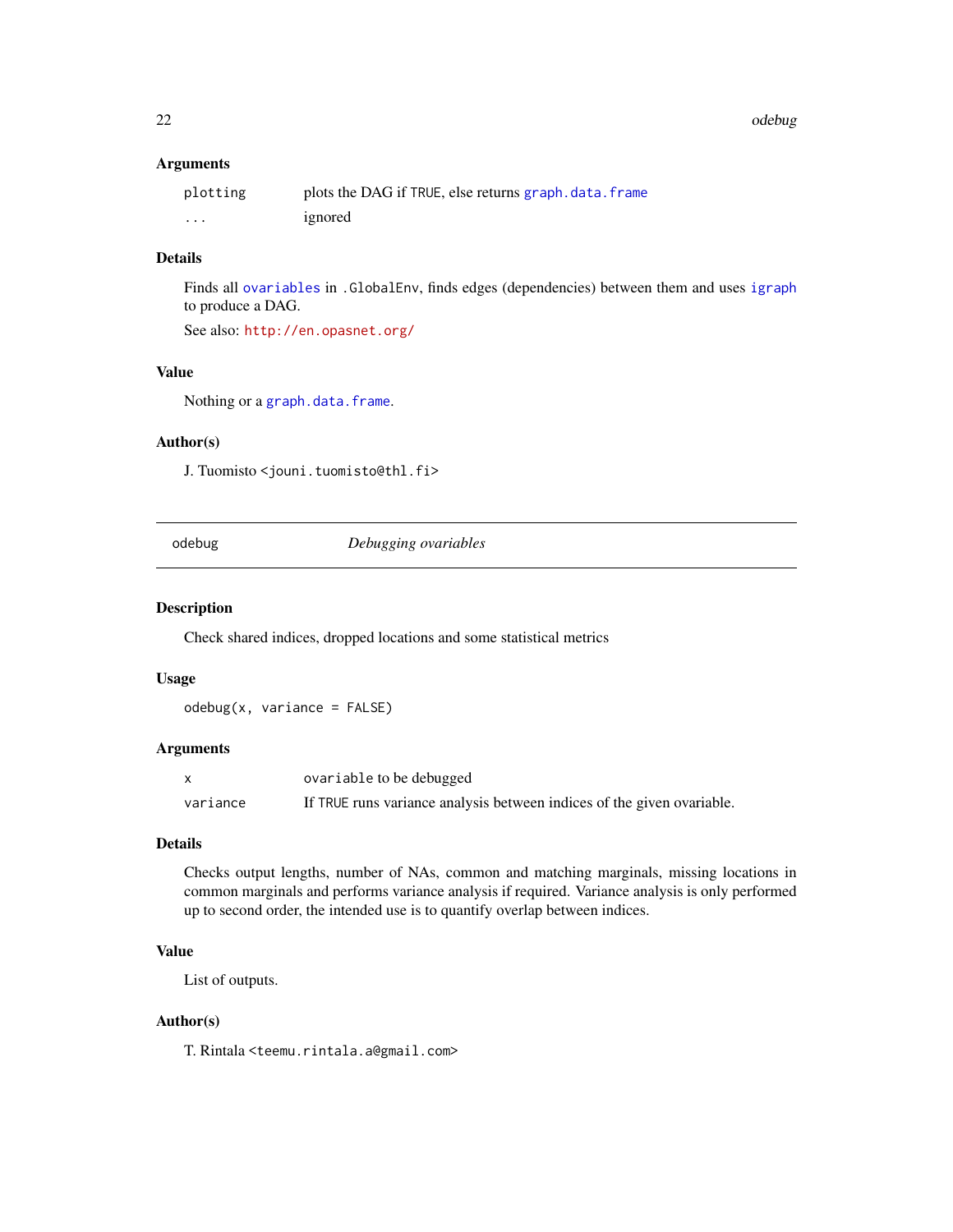### Arguments

| | |
|---|---|
| `plotting` | plots the DAG if `TRUE`, else returns `graph.data.frame` |
| `...` | ignored |

### Details

Finds all `ovariables` in `.GlobalEnv`, finds edges (dependencies) between them and uses `igraph` to produce a DAG.

See also: `http://en.opasnet.org/`

### Value

Nothing or a `graph.data.frame`.

### Author(s)

J. Tuomisto <jouni.tuomisto@thl.fi>

---

## odebug — *Debugging ovariables*

---

### Description

Check shared indices, dropped locations and some statistical metrics

### Usage

```
odebug(x, variance = FALSE)
```

### Arguments

| | |
|---|---|
| `x` | `ovariable` to be debugged |
| `variance` | If `TRUE` runs variance analysis between indices of the given ovariable. |

### Details

Checks output lengths, number of NAs, common and matching marginals, missing locations in common marginals and performs variance analysis if required. Variance analysis is only performed up to second order, the intended use is to quantify overlap between indices.

### Value

List of outputs.

### Author(s)

T. Rintala <teemu.rintala.a@gmail.com>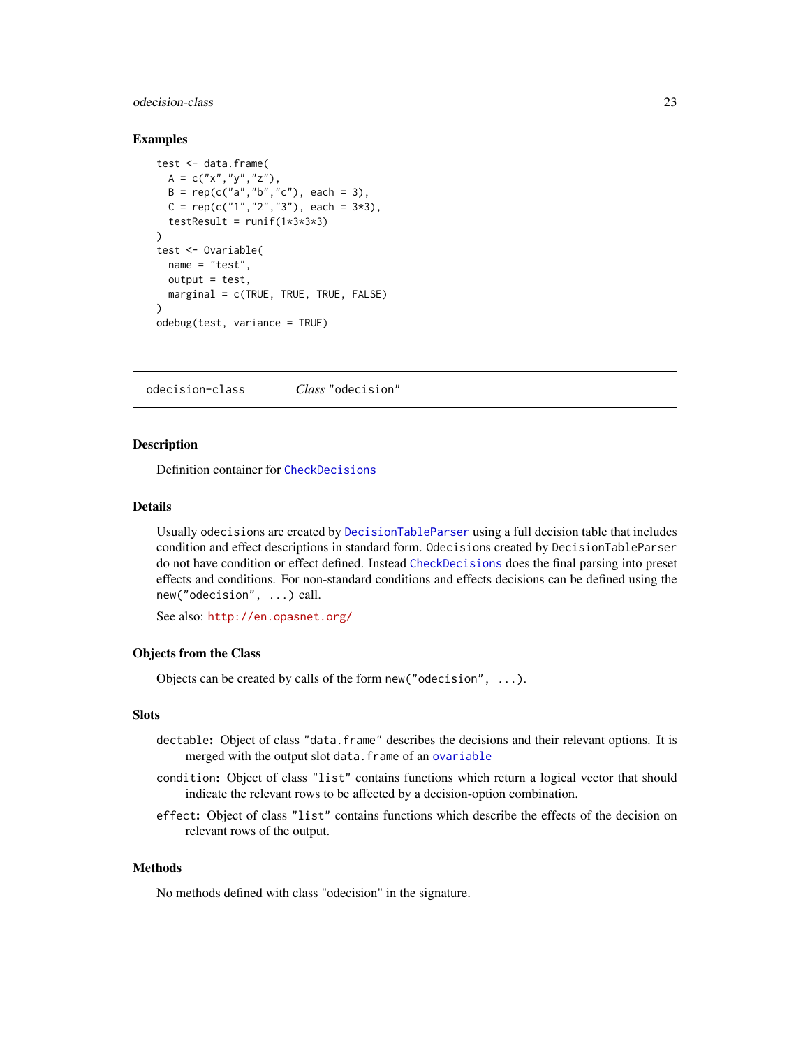## Examples

```
test <- data.frame(
  A = c("x","y","z"),
  B = rep(c("a","b","c"), each = 3),
  C = rep(c("1","2","3"), each = 3*3),
  testResult = runif(1*3*3*3)
)
test <- Ovariable(
  name = "test",
  output = test,
  marginal = c(TRUE, TRUE, TRUE, FALSE)
)
odebug(test, variance = TRUE)
```

---

# odecision-class    *Class* "odecision"

## Description

Definition container for CheckDecisions

## Details

Usually odecisions are created by DecisionTableParser using a full decision table that includes condition and effect descriptions in standard form. Odecisions created by DecisionTableParser do not have condition or effect defined. Instead CheckDecisions does the final parsing into preset effects and conditions. For non-standard conditions and effects decisions can be defined using the new("odecision", ...) call.

See also: http://en.opasnet.org/

## Objects from the Class

Objects can be created by calls of the form new("odecision", ...).

## Slots

dectable: Object of class "data.frame" describes the decisions and their relevant options. It is merged with the output slot data.frame of an ovariable

condition: Object of class "list" contains functions which return a logical vector that should indicate the relevant rows to be affected by a decision-option combination.

effect: Object of class "list" contains functions which describe the effects of the decision on relevant rows of the output.

## Methods

No methods defined with class "odecision" in the signature.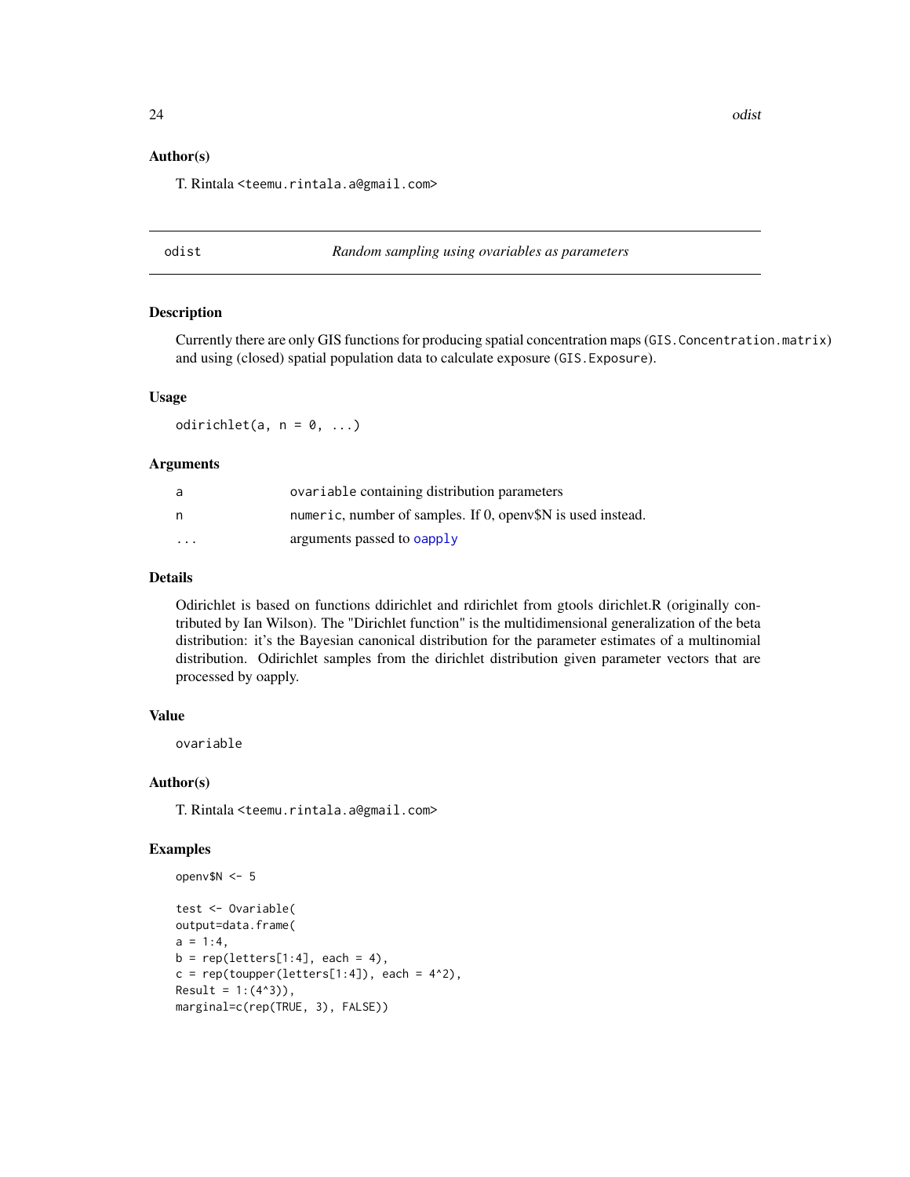### Author(s)

T. Rintala <teemu.rintala.a@gmail.com>

---

## odist — *Random sampling using ovariables as parameters*

### Description

Currently there are only GIS functions for producing spatial concentration maps (`GIS.Concentration.matrix`) and using (closed) spatial population data to calculate exposure (`GIS.Exposure`).

### Usage

```
odirichlet(a, n = 0, ...)
```

### Arguments

| | |
|---|---|
| a | `ovariable` containing distribution parameters |
| n | `numeric`, number of samples. If 0, openv$N is used instead. |
| ... | arguments passed to `oapply` |

### Details

Odirichlet is based on functions ddirichlet and rdirichlet from gtools dirichlet.R (originally contributed by Ian Wilson). The "Dirichlet function" is the multidimensional generalization of the beta distribution: it's the Bayesian canonical distribution for the parameter estimates of a multinomial distribution. Odirichlet samples from the dirichlet distribution given parameter vectors that are processed by oapply.

### Value

`ovariable`

### Author(s)

T. Rintala <teemu.rintala.a@gmail.com>

### Examples

```
openv$N <- 5

test <- Ovariable(
output=data.frame(
a = 1:4,
b = rep(letters[1:4], each = 4),
c = rep(toupper(letters[1:4]), each = 4^2),
Result = 1:(4^3)),
marginal=c(rep(TRUE, 3), FALSE))
```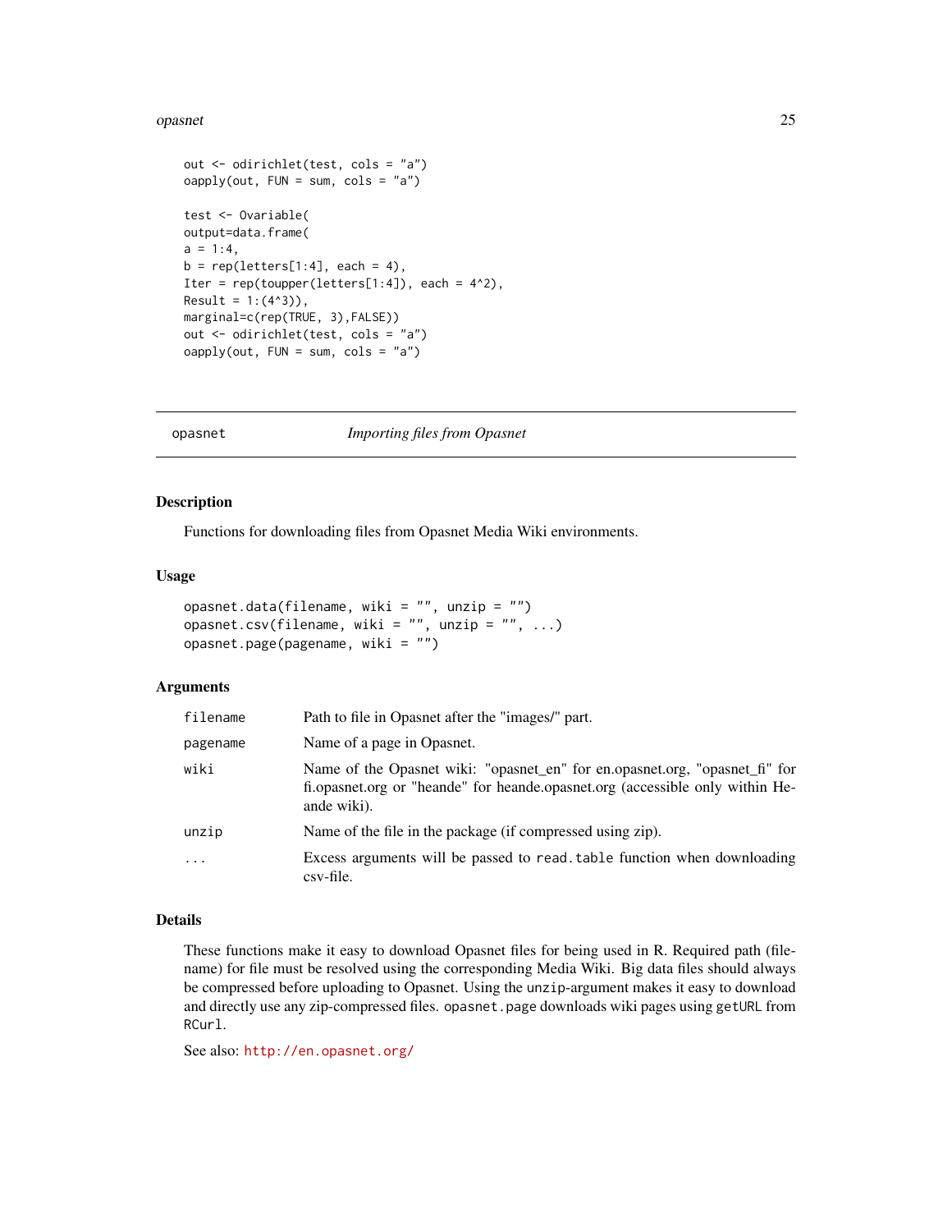```
out <- odirichlet(test, cols = "a")
oapply(out, FUN = sum, cols = "a")

test <- Ovariable(
output=data.frame(
a = 1:4,
b = rep(letters[1:4], each = 4),
Iter = rep(toupper(letters[1:4]), each = 4^2),
Result = 1:(4^3)),
marginal=c(rep(TRUE, 3),FALSE))
out <- odirichlet(test, cols = "a")
oapply(out, FUN = sum, cols = "a")
```

---

## opasnet — *Importing files from Opasnet*

---

### Description

Functions for downloading files from Opasnet Media Wiki environments.

### Usage

```
opasnet.data(filename, wiki = "", unzip = "")
opasnet.csv(filename, wiki = "", unzip = "", ...)
opasnet.page(pagename, wiki = "")
```

### Arguments

| | |
|---|---|
| `filename` | Path to file in Opasnet after the "images/" part. |
| `pagename` | Name of a page in Opasnet. |
| `wiki` | Name of the Opasnet wiki: "opasnet_en" for en.opasnet.org, "opasnet_fi" for fi.opasnet.org or "heande" for heande.opasnet.org (accessible only within Heande wiki). |
| `unzip` | Name of the file in the package (if compressed using zip). |
| `...` | Excess arguments will be passed to `read.table` function when downloading csv-file. |

### Details

These functions make it easy to download Opasnet files for being used in R. Required path (filename) for file must be resolved using the corresponding Media Wiki. Big data files should always be compressed before uploading to Opasnet. Using the `unzip`-argument makes it easy to download and directly use any zip-compressed files. `opasnet.page` downloads wiki pages using `getURL` from `RCurl`.

See also: http://en.opasnet.org/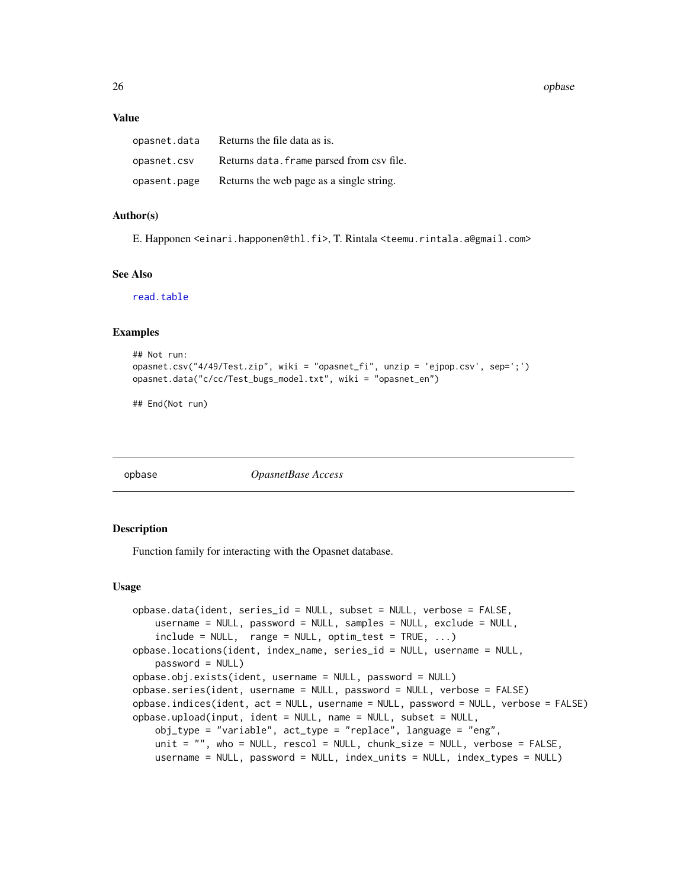### Value

| | |
|---|---|
| opasnet.data | Returns the file data as is. |
| opasnet.csv | Returns data.frame parsed from csv file. |
| opasent.page | Returns the web page as a single string. |

### Author(s)

E. Happonen <einari.happonen@thl.fi>, T. Rintala <teemu.rintala.a@gmail.com>

### See Also

read.table

### Examples

```
## Not run:
opasnet.csv("4/49/Test.zip", wiki = "opasnet_fi", unzip = 'ejpop.csv', sep=';')
opasnet.data("c/cc/Test_bugs_model.txt", wiki = "opasnet_en")

## End(Not run)
```

---

## opbase — *OpasnetBase Access*

### Description

Function family for interacting with the Opasnet database.

### Usage

```
opbase.data(ident, series_id = NULL, subset = NULL, verbose = FALSE,
    username = NULL, password = NULL, samples = NULL, exclude = NULL,
    include = NULL,  range = NULL, optim_test = TRUE, ...)
opbase.locations(ident, index_name, series_id = NULL, username = NULL,
    password = NULL)
opbase.obj.exists(ident, username = NULL, password = NULL)
opbase.series(ident, username = NULL, password = NULL, verbose = FALSE)
opbase.indices(ident, act = NULL, username = NULL, password = NULL, verbose = FALSE)
opbase.upload(input, ident = NULL, name = NULL, subset = NULL,
    obj_type = "variable", act_type = "replace", language = "eng",
    unit = "", who = NULL, rescol = NULL, chunk_size = NULL, verbose = FALSE,
    username = NULL, password = NULL, index_units = NULL, index_types = NULL)
```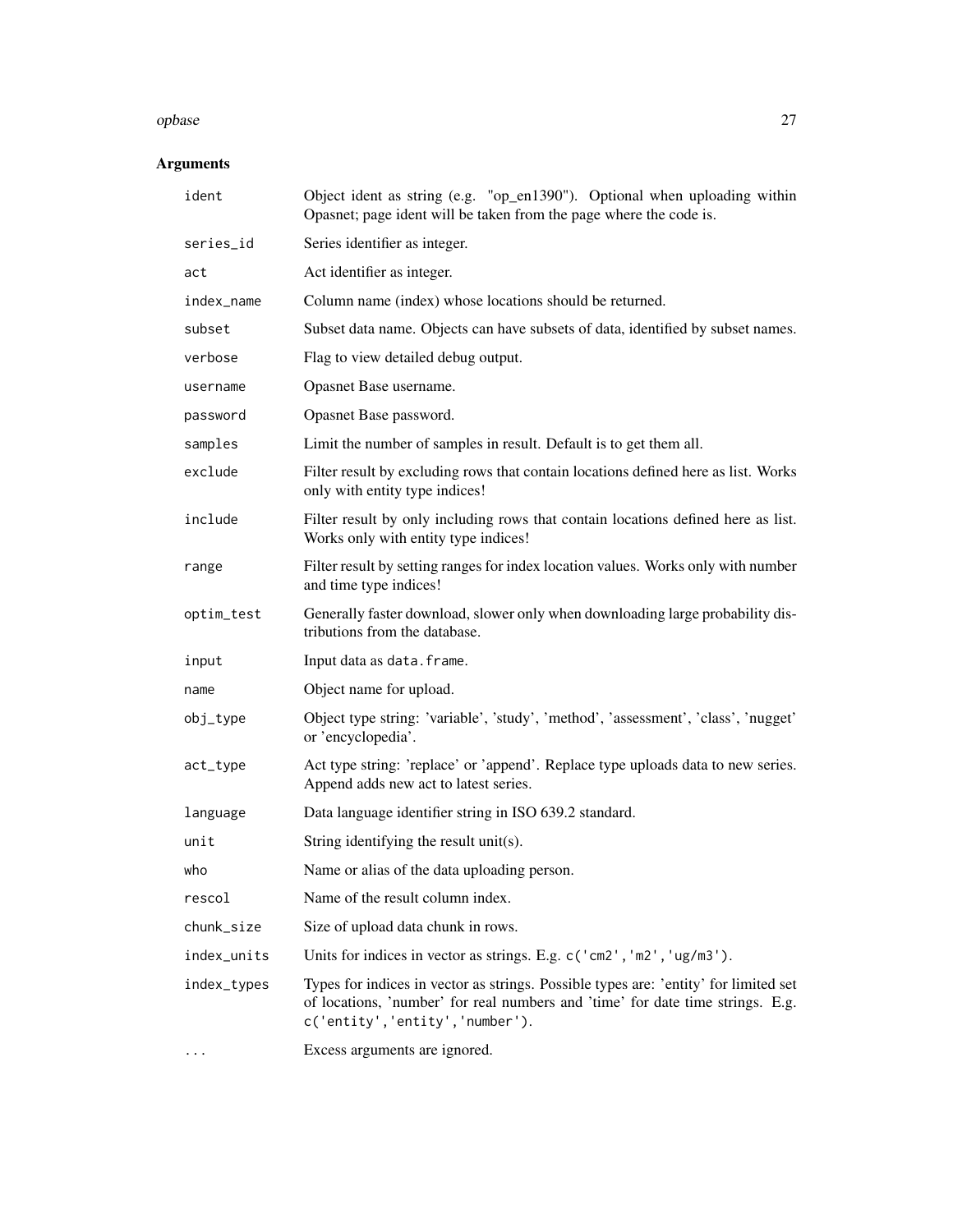## Arguments

| | |
|---|---|
| `ident` | Object ident as string (e.g. "op_en1390"). Optional when uploading within Opasnet; page ident will be taken from the page where the code is. |
| `series_id` | Series identifier as integer. |
| `act` | Act identifier as integer. |
| `index_name` | Column name (index) whose locations should be returned. |
| `subset` | Subset data name. Objects can have subsets of data, identified by subset names. |
| `verbose` | Flag to view detailed debug output. |
| `username` | Opasnet Base username. |
| `password` | Opasnet Base password. |
| `samples` | Limit the number of samples in result. Default is to get them all. |
| `exclude` | Filter result by excluding rows that contain locations defined here as list. Works only with entity type indices! |
| `include` | Filter result by only including rows that contain locations defined here as list. Works only with entity type indices! |
| `range` | Filter result by setting ranges for index location values. Works only with number and time type indices! |
| `optim_test` | Generally faster download, slower only when downloading large probability distributions from the database. |
| `input` | Input data as `data.frame`. |
| `name` | Object name for upload. |
| `obj_type` | Object type string: 'variable', 'study', 'method', 'assessment', 'class', 'nugget' or 'encyclopedia'. |
| `act_type` | Act type string: 'replace' or 'append'. Replace type uploads data to new series. Append adds new act to latest series. |
| `language` | Data language identifier string in ISO 639.2 standard. |
| `unit` | String identifying the result unit(s). |
| `who` | Name or alias of the data uploading person. |
| `rescol` | Name of the result column index. |
| `chunk_size` | Size of upload data chunk in rows. |
| `index_units` | Units for indices in vector as strings. E.g. `c('cm2','m2','ug/m3')`. |
| `index_types` | Types for indices in vector as strings. Possible types are: 'entity' for limited set of locations, 'number' for real numbers and 'time' for date time strings. E.g. `c('entity','entity','number')`. |
| `...` | Excess arguments are ignored. |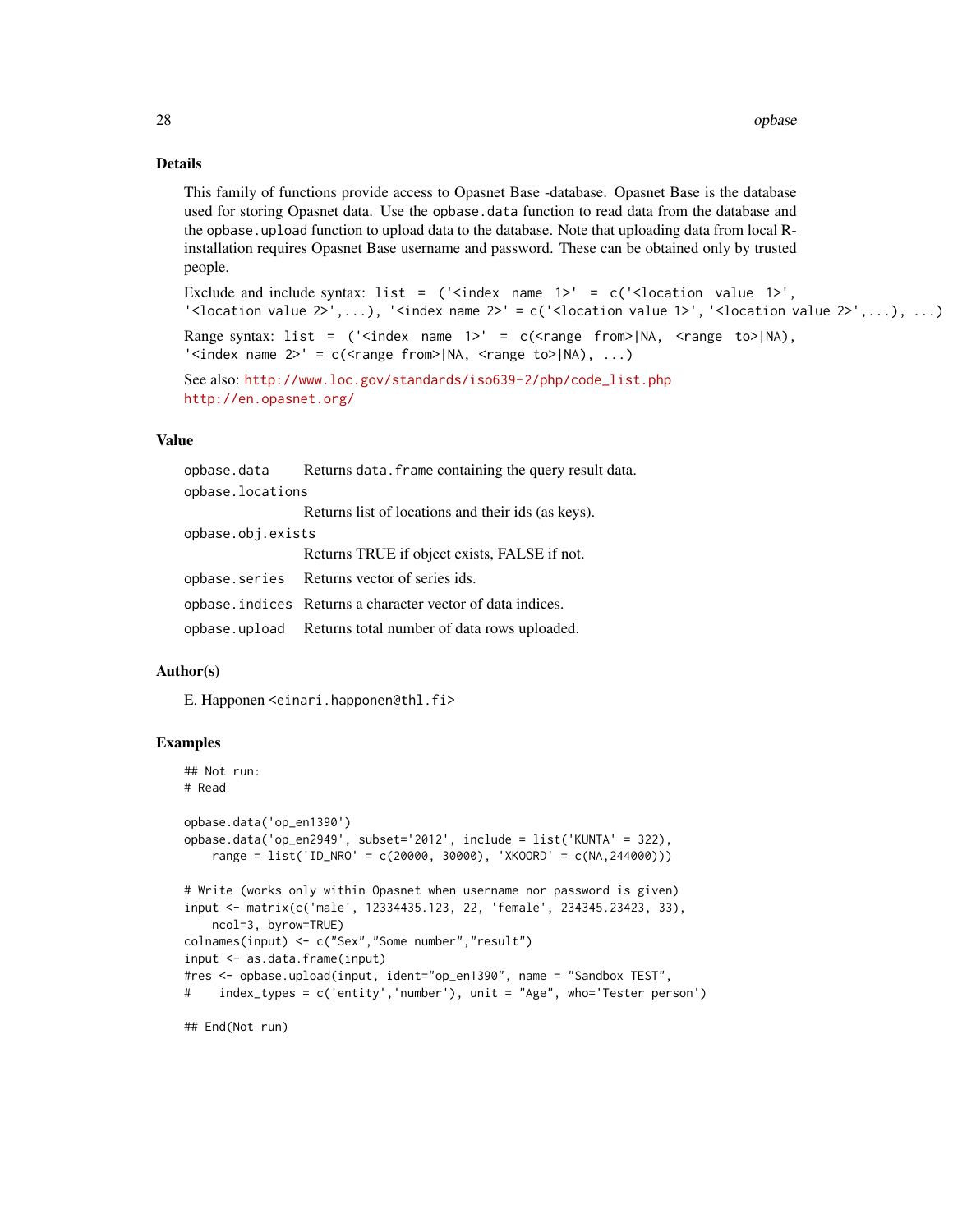## Details

This family of functions provide access to Opasnet Base -database. Opasnet Base is the database used for storing Opasnet data. Use the `opbase.data` function to read data from the database and the `opbase.upload` function to upload data to the database. Note that uploading data from local R-installation requires Opasnet Base username and password. These can be obtained only by trusted people.

Exclude and include syntax: `list = ('<index name 1>' = c('<location value 1>', '<location value 2>',...), '<index name 2>' = c('<location value 1>', '<location value 2>',...), ...)`

Range syntax: `list = ('<index name 1>' = c(<range from>|NA, <range to>|NA), '<index name 2>' = c(<range from>|NA, <range to>|NA), ...)`

See also: http://www.loc.gov/standards/iso639-2/php/code_list.php
http://en.opasnet.org/

## Value

| | |
|---|---|
| `opbase.data` | Returns `data.frame` containing the query result data. |
| `opbase.locations` | Returns list of locations and their ids (as keys). |
| `opbase.obj.exists` | Returns TRUE if object exists, FALSE if not. |
| `opbase.series` | Returns vector of series ids. |
| `opbase.indices` | Returns a character vector of data indices. |
| `opbase.upload` | Returns total number of data rows uploaded. |

## Author(s)

E. Happonen <einari.happonen@thl.fi>

## Examples

```
## Not run:
# Read

opbase.data('op_en1390')
opbase.data('op_en2949', subset='2012', include = list('KUNTA' = 322),
    range = list('ID_NRO' = c(20000, 30000), 'XKOORD' = c(NA,244000)))

# Write (works only within Opasnet when username nor password is given)
input <- matrix(c('male', 12334435.123, 22, 'female', 234345.23423, 33),
    ncol=3, byrow=TRUE)
colnames(input) <- c("Sex","Some number","result")
input <- as.data.frame(input)
#res <- opbase.upload(input, ident="op_en1390", name = "Sandbox TEST",
#    index_types = c('entity','number'), unit = "Age", who='Tester person')

## End(Not run)
```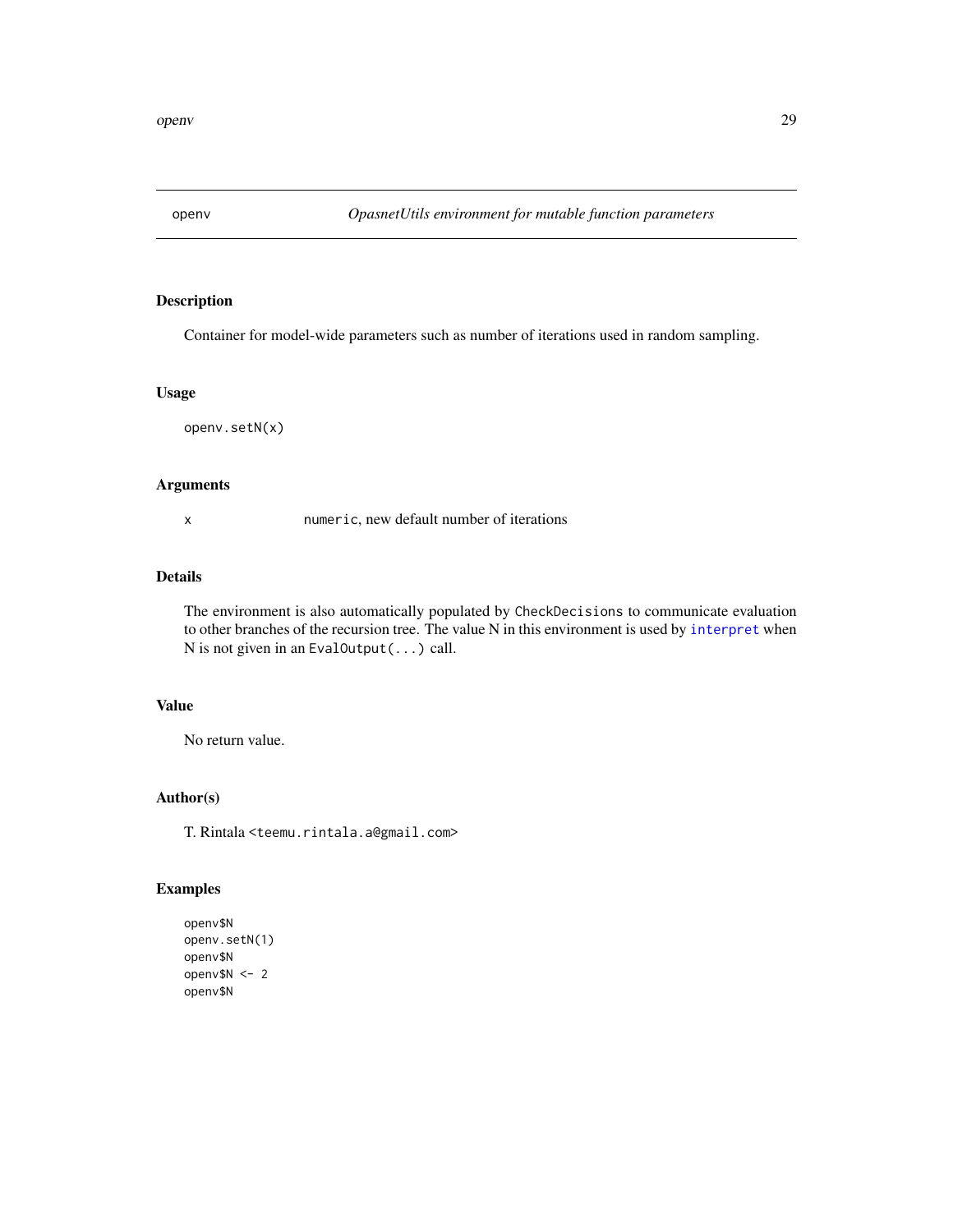## openv — *OpasnetUtils environment for mutable function parameters*

### Description

Container for model-wide parameters such as number of iterations used in random sampling.

### Usage

```
openv.setN(x)
```

### Arguments

| | |
|---|---|
| x | `numeric`, new default number of iterations |

### Details

The environment is also automatically populated by `CheckDecisions` to communicate evaluation to other branches of the recursion tree. The value N in this environment is used by `interpret` when N is not given in an `EvalOutput(...)` call.

### Value

No return value.

### Author(s)

T. Rintala <teemu.rintala.a@gmail.com>

### Examples

```
openv$N
openv.setN(1)
openv$N
openv$N <- 2
openv$N
```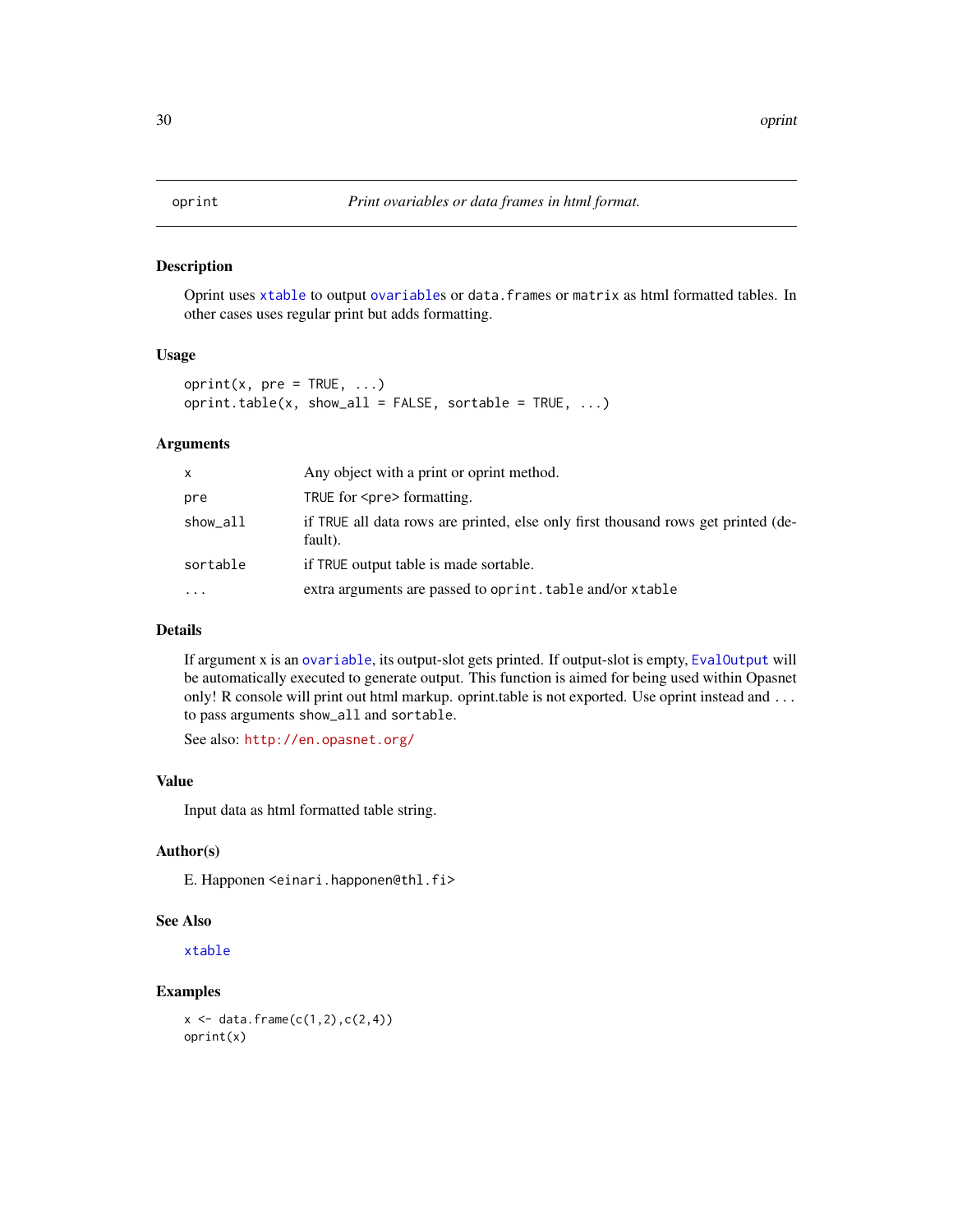# oprint — *Print ovariables or data frames in html format.*

## Description

Oprint uses `xtable` to output `ovariable`s or `data.frames` or `matrix` as html formatted tables. In other cases uses regular print but adds formatting.

## Usage

```
oprint(x, pre = TRUE, ...)
oprint.table(x, show_all = FALSE, sortable = TRUE, ...)
```

## Arguments

| | |
|---|---|
| `x` | Any object with a print or oprint method. |
| `pre` | `TRUE` for <pre> formatting. |
| `show_all` | if `TRUE` all data rows are printed, else only first thousand rows get printed (default). |
| `sortable` | if `TRUE` output table is made sortable. |
| `...` | extra arguments are passed to `oprint.table` and/or `xtable` |

## Details

If argument x is an `ovariable`, its output-slot gets printed. If output-slot is empty, `EvalOutput` will be automatically executed to generate output. This function is aimed for being used within Opasnet only! R console will print out html markup. oprint.table is not exported. Use oprint instead and ... to pass arguments `show_all` and `sortable`.

See also: `http://en.opasnet.org/`

## Value

Input data as html formatted table string.

## Author(s)

E. Happonen <`einari.happonen@thl.fi`>

## See Also

`xtable`

## Examples

```
x <- data.frame(c(1,2),c(2,4))
oprint(x)
```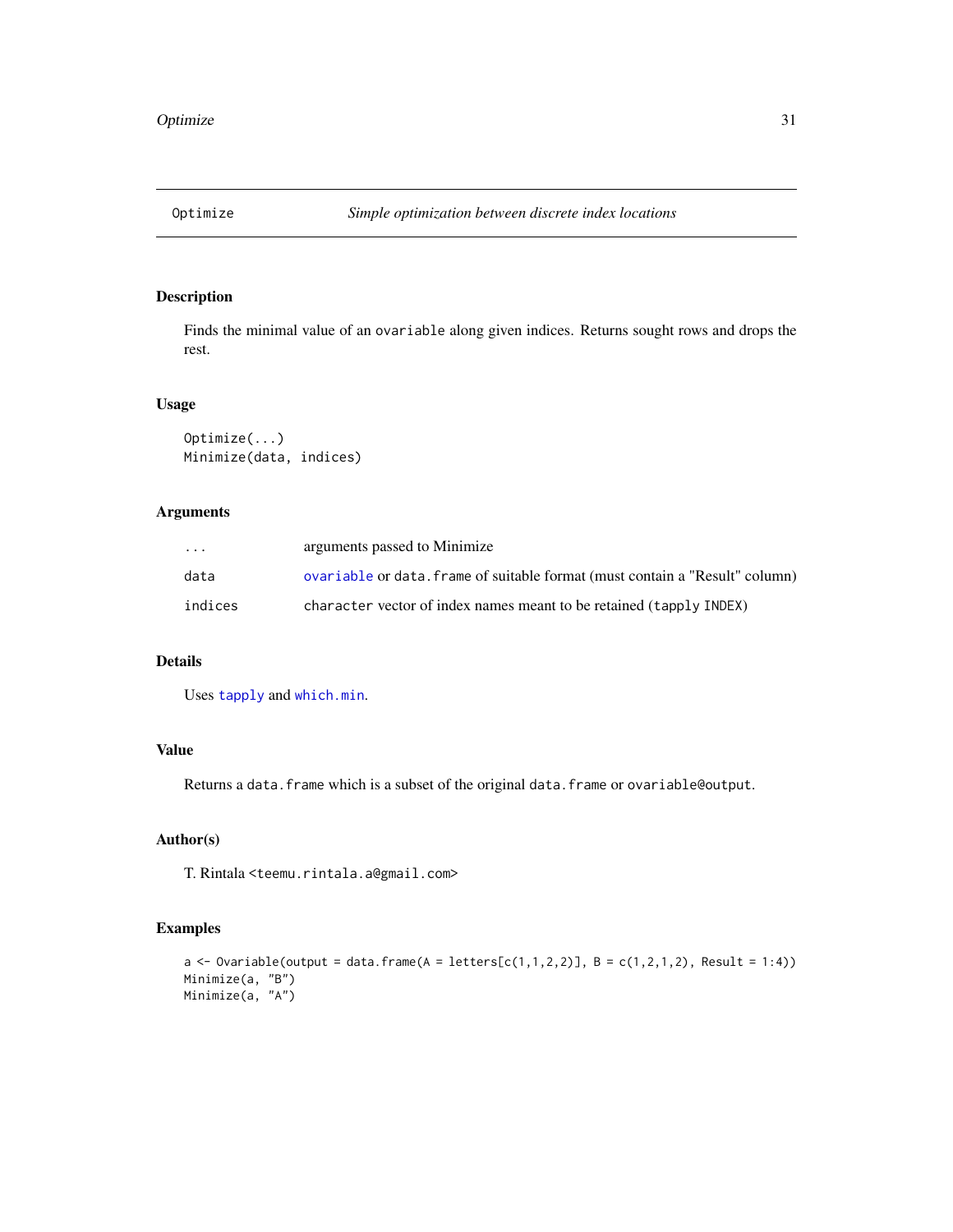Optimize    *Simple optimization between discrete index locations*

## Description

Finds the minimal value of an `ovariable` along given indices. Returns sought rows and drops the rest.

## Usage

```
Optimize(...)
Minimize(data, indices)
```

## Arguments

| | |
|---|---|
| `...` | arguments passed to Minimize |
| `data` | `ovariable` or `data.frame` of suitable format (must contain a "Result" column) |
| `indices` | `character` vector of index names meant to be retained (`tapply INDEX`) |

## Details

Uses `tapply` and `which.min`.

## Value

Returns a `data.frame` which is a subset of the original `data.frame` or `ovariable@output`.

## Author(s)

T. Rintala <teemu.rintala.a@gmail.com>

## Examples

```
a <- Ovariable(output = data.frame(A = letters[c(1,1,2,2)], B = c(1,2,1,2), Result = 1:4))
Minimize(a, "B")
Minimize(a, "A")
```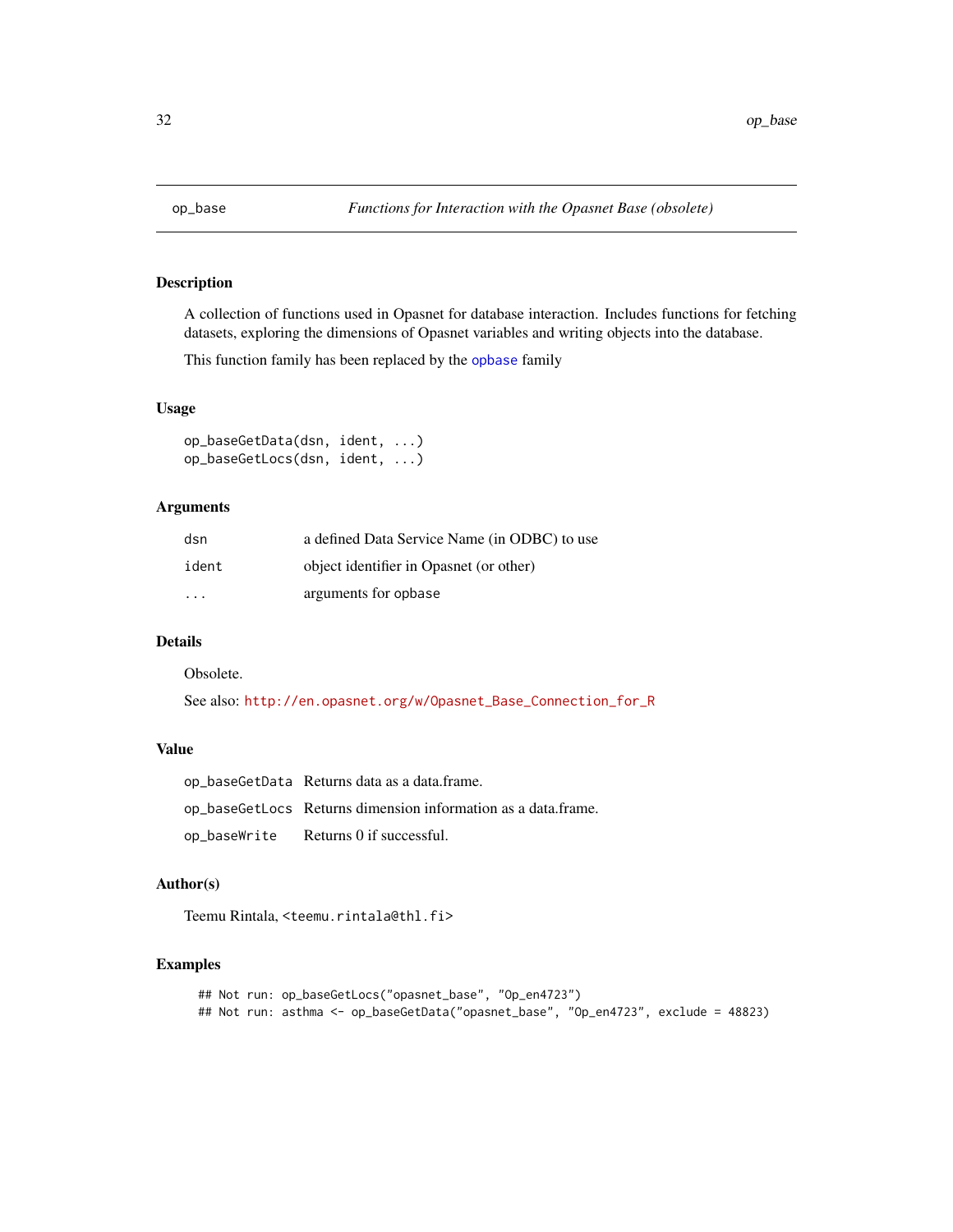# op_base — *Functions for Interaction with the Opasnet Base (obsolete)*

## Description

A collection of functions used in Opasnet for database interaction. Includes functions for fetching datasets, exploring the dimensions of Opasnet variables and writing objects into the database.

This function family has been replaced by the opbase family

## Usage

```
op_baseGetData(dsn, ident, ...)
op_baseGetLocs(dsn, ident, ...)
```

## Arguments

| | |
|---|---|
| dsn | a defined Data Service Name (in ODBC) to use |
| ident | object identifier in Opasnet (or other) |
| ... | arguments for opbase |

## Details

Obsolete.

See also: http://en.opasnet.org/w/Opasnet_Base_Connection_for_R

## Value

| | |
|---|---|
| op_baseGetData | Returns data as a data.frame. |
| op_baseGetLocs | Returns dimension information as a data.frame. |
| op_baseWrite | Returns 0 if successful. |

## Author(s)

Teemu Rintala, <teemu.rintala@thl.fi>

## Examples

```
## Not run: op_baseGetLocs("opasnet_base", "Op_en4723")
## Not run: asthma <- op_baseGetData("opasnet_base", "Op_en4723", exclude = 48823)
```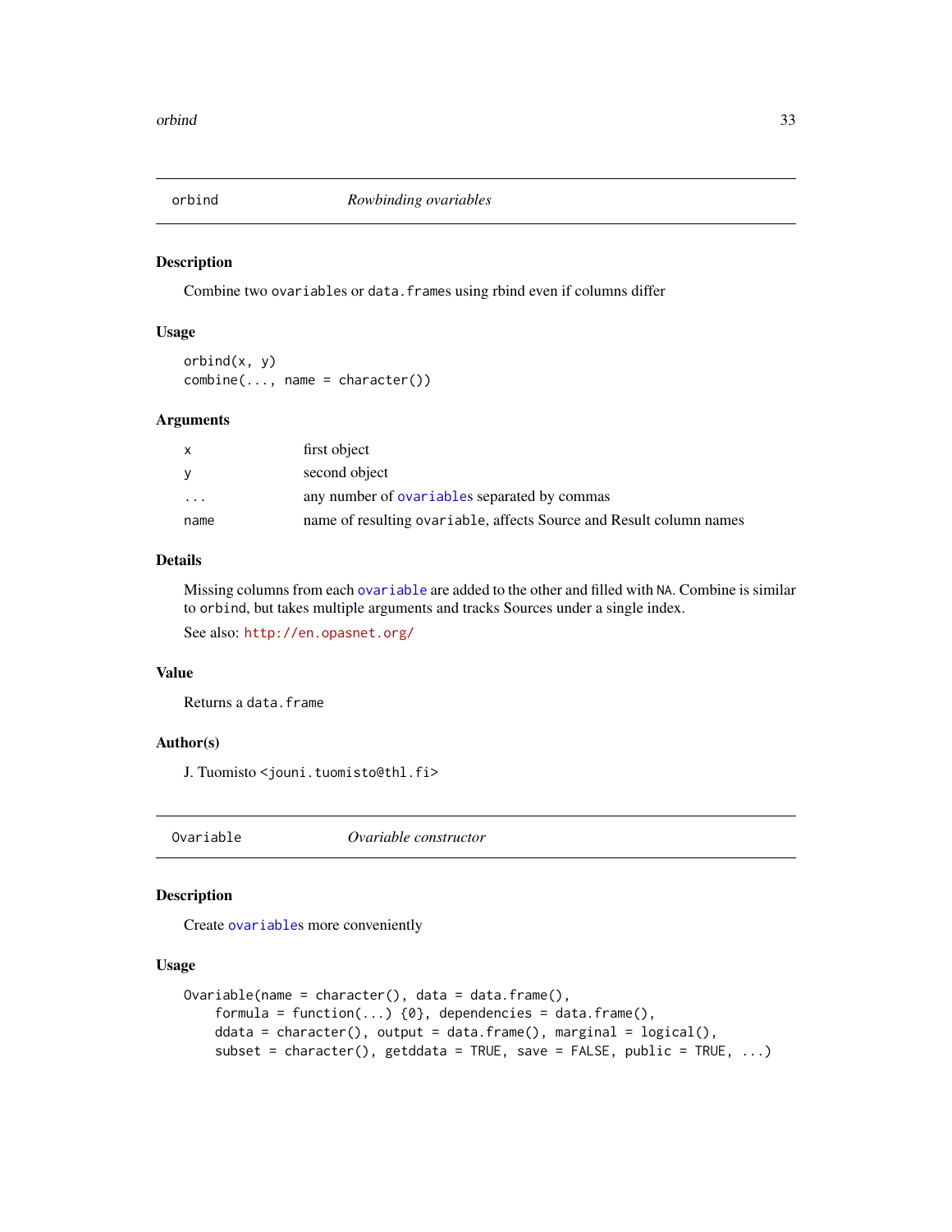## orbind — *Rowbinding ovariables*

### Description

Combine two ovariables or data.frames using rbind even if columns differ

### Usage

```
orbind(x, y)
combine(..., name = character())
```

### Arguments

| | |
|---|---|
| x | first object |
| y | second object |
| ... | any number of ovariables separated by commas |
| name | name of resulting ovariable, affects Source and Result column names |

### Details

Missing columns from each ovariable are added to the other and filled with NA. Combine is similar to orbind, but takes multiple arguments and tracks Sources under a single index.

See also: http://en.opasnet.org/

### Value

Returns a data.frame

### Author(s)

J. Tuomisto <jouni.tuomisto@thl.fi>

## Ovariable — *Ovariable constructor*

### Description

Create ovariables more conveniently

### Usage

```
Ovariable(name = character(), data = data.frame(),
    formula = function(...) {0}, dependencies = data.frame(),
    ddata = character(), output = data.frame(), marginal = logical(),
    subset = character(), getddata = TRUE, save = FALSE, public = TRUE, ...)
```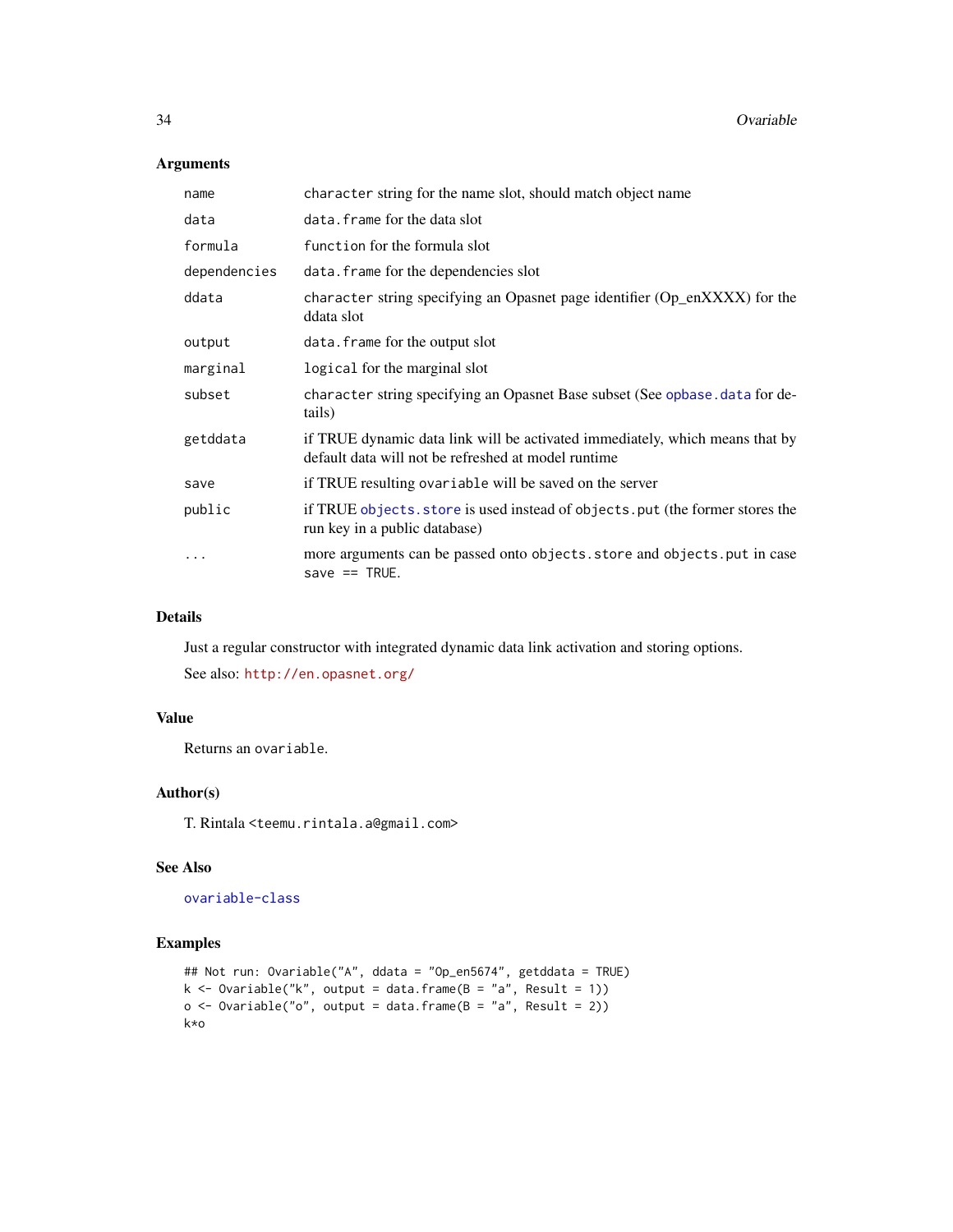### Arguments

| | |
|---|---|
| `name` | `character` string for the name slot, should match object name |
| `data` | `data.frame` for the data slot |
| `formula` | `function` for the formula slot |
| `dependencies` | `data.frame` for the dependencies slot |
| `ddata` | `character` string specifying an Opasnet page identifier (Op_enXXXX) for the ddata slot |
| `output` | `data.frame` for the output slot |
| `marginal` | `logical` for the marginal slot |
| `subset` | `character` string specifying an Opasnet Base subset (See `opbase.data` for details) |
| `getddata` | if TRUE dynamic data link will be activated immediately, which means that by default data will not be refreshed at model runtime |
| `save` | if TRUE resulting `ovariable` will be saved on the server |
| `public` | if TRUE `objects.store` is used instead of `objects.put` (the former stores the run key in a public database) |
| `...` | more arguments can be passed onto `objects.store` and `objects.put` in case `save == TRUE`. |

### Details

Just a regular constructor with integrated dynamic data link activation and storing options.

See also: http://en.opasnet.org/

### Value

Returns an `ovariable`.

### Author(s)

T. Rintala <teemu.rintala.a@gmail.com>

### See Also

`ovariable-class`

### Examples

```
## Not run: Ovariable("A", ddata = "Op_en5674", getddata = TRUE)
k <- Ovariable("k", output = data.frame(B = "a", Result = 1))
o <- Ovariable("o", output = data.frame(B = "a", Result = 2))
k*o
```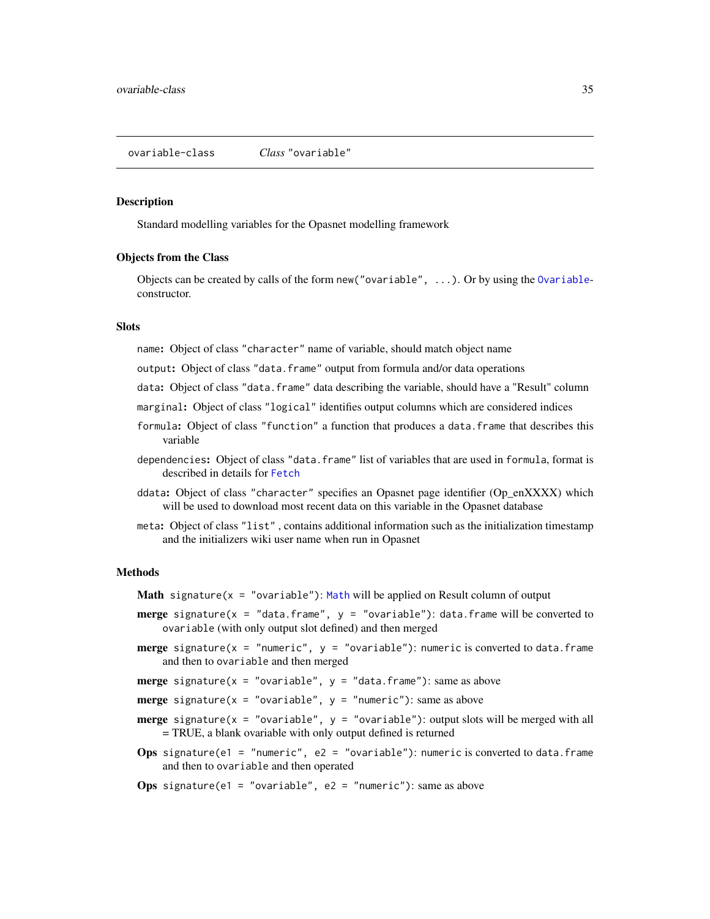`ovariable-class` *Class* `"ovariable"`

### Description

Standard modelling variables for the Opasnet modelling framework

### Objects from the Class

Objects can be created by calls of the form `new("ovariable", ...)`. Or by using the `Ovariable`-constructor.

### Slots

- `name`: Object of class `"character"` name of variable, should match object name
- `output`: Object of class `"data.frame"` output from formula and/or data operations
- `data`: Object of class `"data.frame"` data describing the variable, should have a "Result" column
- `marginal`: Object of class `"logical"` identifies output columns which are considered indices
- `formula`: Object of class `"function"` a function that produces a `data.frame` that describes this variable
- `dependencies`: Object of class `"data.frame"` list of variables that are used in `formula`, format is described in details for `Fetch`
- `ddata`: Object of class `"character"` specifies an Opasnet page identifier (Op_enXXXX) which will be used to download most recent data on this variable in the Opasnet database
- `meta`: Object of class `"list"` , contains additional information such as the initialization timestamp and the initializers wiki user name when run in Opasnet

### Methods

- **Math** `signature(x = "ovariable")`: `Math` will be applied on Result column of output
- **merge** `signature(x = "data.frame", y = "ovariable")`: `data.frame` will be converted to `ovariable` (with only output slot defined) and then merged
- **merge** `signature(x = "numeric", y = "ovariable")`: `numeric` is converted to `data.frame` and then to `ovariable` and then merged
- **merge** `signature(x = "ovariable", y = "data.frame")`: same as above
- **merge** `signature(x = "ovariable", y = "numeric")`: same as above
- **merge** `signature(x = "ovariable", y = "ovariable")`: output slots will be merged with all = TRUE, a blank ovariable with only output defined is returned
- **Ops** `signature(e1 = "numeric", e2 = "ovariable")`: `numeric` is converted to `data.frame` and then to `ovariable` and then operated
- **Ops** `signature(e1 = "ovariable", e2 = "numeric")`: same as above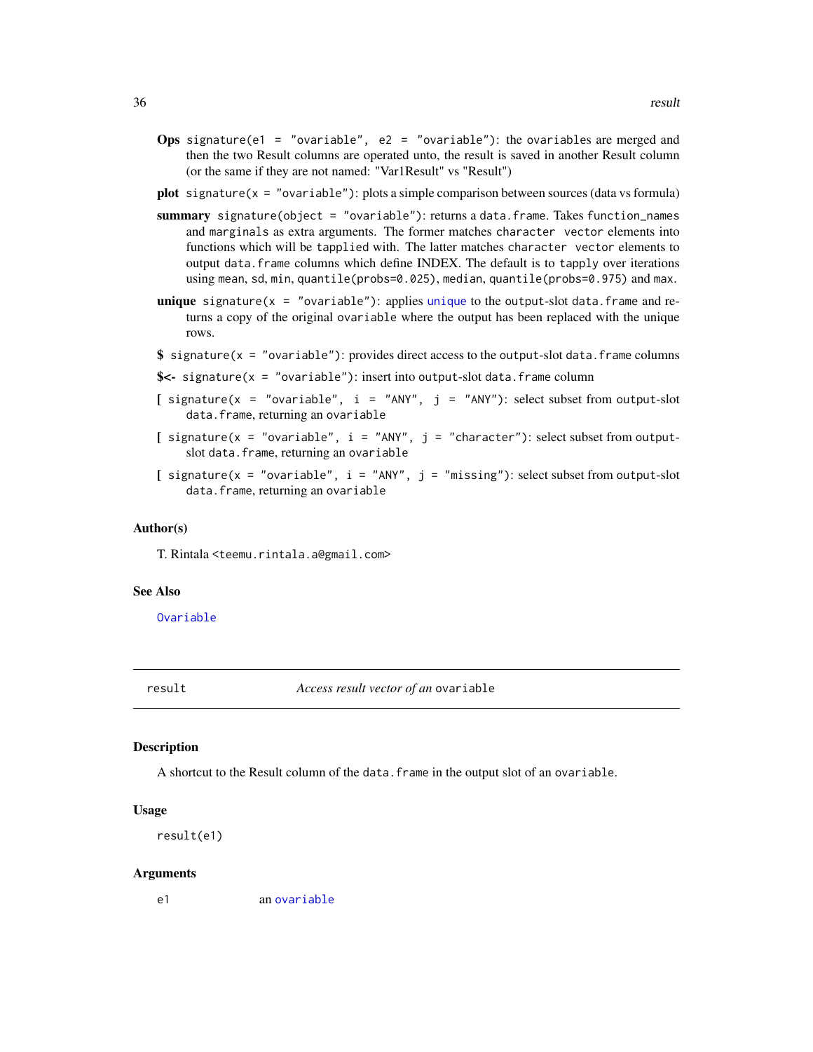**Ops** `signature(e1 = "ovariable", e2 = "ovariable")`: the ovariables are merged and then the two Result columns are operated unto, the result is saved in another Result column (or the same if they are not named: "Var1Result" vs "Result")

**plot** `signature(x = "ovariable")`: plots a simple comparison between sources (data vs formula)

**summary** `signature(object = "ovariable")`: returns a `data.frame`. Takes `function_names` and `marginals` as extra arguments. The former matches `character vector` elements into functions which will be `tapplied` with. The latter matches `character vector` elements to output `data.frame` columns which define INDEX. The default is to `tapply` over iterations using `mean`, `sd`, `min`, `quantile(probs=0.025)`, `median`, `quantile(probs=0.975)` and `max`.

**unique** `signature(x = "ovariable")`: applies `unique` to the output-slot `data.frame` and returns a copy of the original `ovariable` where the output has been replaced with the unique rows.

**$** `signature(x = "ovariable")`: provides direct access to the output-slot `data.frame` columns

**$<-** `signature(x = "ovariable")`: insert into output-slot `data.frame` column

**[** `signature(x = "ovariable", i = "ANY", j = "ANY")`: select subset from output-slot `data.frame`, returning an `ovariable`

**[** `signature(x = "ovariable", i = "ANY", j = "character")`: select subset from output-slot `data.frame`, returning an `ovariable`

**[** `signature(x = "ovariable", i = "ANY", j = "missing")`: select subset from output-slot `data.frame`, returning an `ovariable`

### Author(s)

T. Rintala <teemu.rintala.a@gmail.com>

### See Also

`Ovariable`

---

## result — *Access result vector of an* `ovariable`

### Description

A shortcut to the Result column of the `data.frame` in the output slot of an `ovariable`.

### Usage

```
result(e1)
```

### Arguments

| | |
|---|---|
| `e1` | an `ovariable` |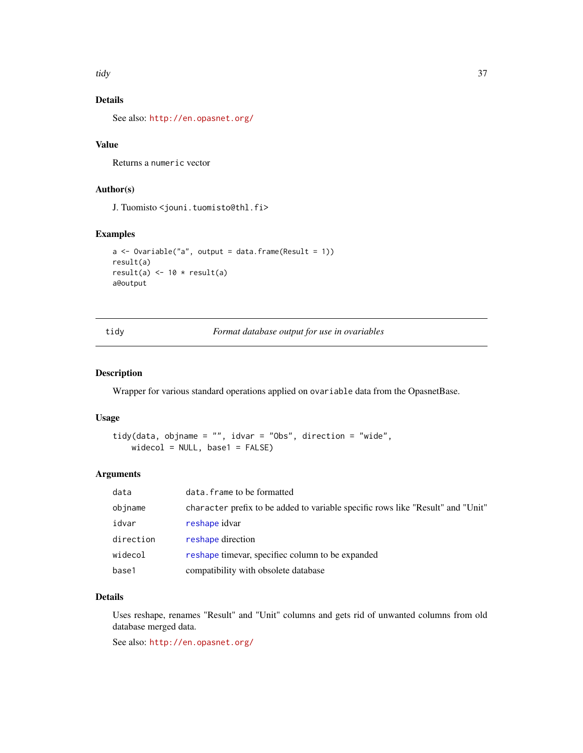### Details

See also: http://en.opasnet.org/

### Value

Returns a numeric vector

### Author(s)

J. Tuomisto <jouni.tuomisto@thl.fi>

### Examples

```
a <- Ovariable("a", output = data.frame(Result = 1))
result(a)
result(a) <- 10 * result(a)
a@output
```

---

## tidy — *Format database output for use in ovariables*

### Description

Wrapper for various standard operations applied on ovariable data from the OpasnetBase.

### Usage

```
tidy(data, objname = "", idvar = "Obs", direction = "wide",
    widecol = NULL, base1 = FALSE)
```

### Arguments

| | |
|---|---|
| data | data.frame to be formatted |
| objname | character prefix to be added to variable specific rows like "Result" and "Unit" |
| idvar | reshape idvar |
| direction | reshape direction |
| widecol | reshape timevar, specifiec column to be expanded |
| base1 | compatibility with obsolete database |

### Details

Uses reshape, renames "Result" and "Unit" columns and gets rid of unwanted columns from old database merged data.

See also: http://en.opasnet.org/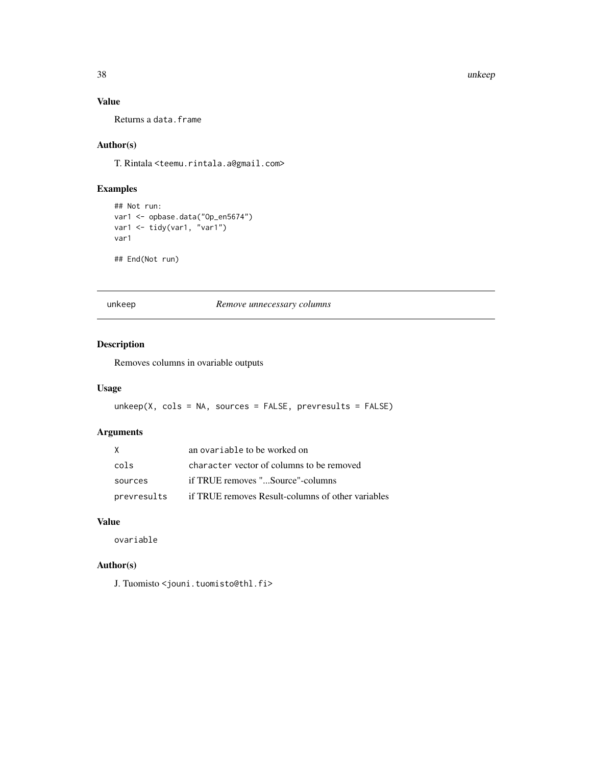### Value

Returns a `data.frame`

### Author(s)

T. Rintala <teemu.rintala.a@gmail.com>

### Examples

```
## Not run:
var1 <- opbase.data("Op_en5674")
var1 <- tidy(var1, "var1")
var1

## End(Not run)
```

---

## unkeep — *Remove unnecessary columns*

---

### Description

Removes columns in ovariable outputs

### Usage

```
unkeep(X, cols = NA, sources = FALSE, prevresults = FALSE)
```

### Arguments

| | |
|---|---|
| X | an `ovariable` to be worked on |
| cols | `character` vector of columns to be removed |
| sources | if TRUE removes "...Source"-columns |
| prevresults | if TRUE removes Result-columns of other variables |

### Value

`ovariable`

### Author(s)

J. Tuomisto <jouni.tuomisto@thl.fi>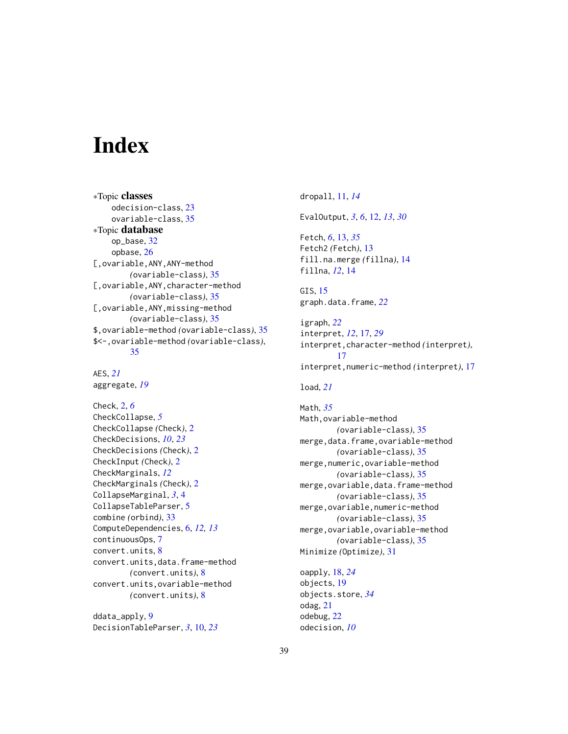# Index

*Topic **classes**
  odecision-class, 23
  ovariable-class, 35
*Topic **database**
  op_base, 32
  opbase, 26
[,ovariable,ANY,ANY-method
  *(*ovariable-class*)*, 35
[,ovariable,ANY,character-method
  *(*ovariable-class*)*, 35
[,ovariable,ANY,missing-method
  *(*ovariable-class*)*, 35
$,ovariable-method *(*ovariable-class*)*, 35
$<-,ovariable-method *(*ovariable-class*)*,
  35

AES, *21*
aggregate, *19*

Check, 2, *6*
CheckCollapse, *5*
CheckCollapse *(*Check*)*, 2
CheckDecisions, *10*, *23*
CheckDecisions *(*Check*)*, 2
CheckInput *(*Check*)*, 2
CheckMarginals, *12*
CheckMarginals *(*Check*)*, 2
CollapseMarginal, *3*, 4
CollapseTableParser, 5
combine *(*orbind*)*, 33
ComputeDependencies, 6, *12*, *13*
continuousOps, 7
convert.units, 8
convert.units,data.frame-method
  *(*convert.units*)*, 8
convert.units,ovariable-method
  *(*convert.units*)*, 8

ddata_apply, 9
DecisionTableParser, *3*, 10, *23*

dropall, 11, *14*

EvalOutput, *3*, *6*, 12, *13*, *30*

Fetch, *6*, 13, *35*
Fetch2 *(*Fetch*)*, 13
fill.na.merge *(*fillna*)*, 14
fillna, *12*, 14

GIS, 15
graph.data.frame, *22*

igraph, *22*
interpret, *12*, 17, *29*
interpret,character-method *(*interpret*)*,
  17
interpret,numeric-method *(*interpret*)*, 17

load, *21*

Math, *35*
Math,ovariable-method
  *(*ovariable-class*)*, 35
merge,data.frame,ovariable-method
  *(*ovariable-class*)*, 35
merge,numeric,ovariable-method
  *(*ovariable-class*)*, 35
merge,ovariable,data.frame-method
  *(*ovariable-class*)*, 35
merge,ovariable,numeric-method
  *(*ovariable-class*)*, 35
merge,ovariable,ovariable-method
  *(*ovariable-class*)*, 35
Minimize *(*Optimize*)*, 31

oapply, 18, *24*
objects, 19
objects.store, *34*
odag, 21
odebug, 22
odecision, *10*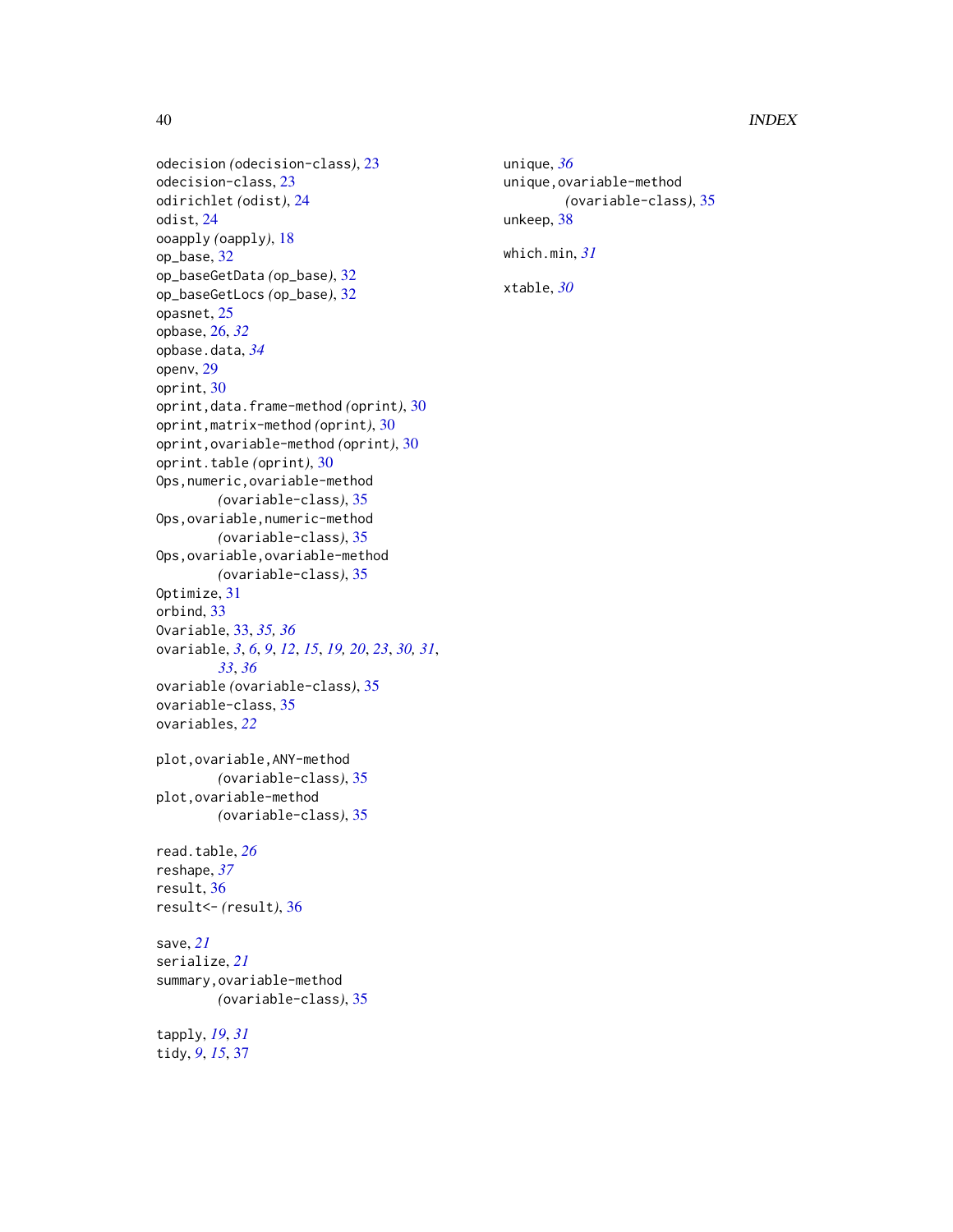odecision (odecision-class), 23
odecision-class, 23
odirichlet (odist), 24
odist, 24
ooapply (oapply), 18
op_base, 32
op_baseGetData (op_base), 32
op_baseGetLocs (op_base), 32
opasnet, 25
opbase, 26, *32*
opbase.data, *34*
openv, 29
oprint, 30
oprint,data.frame-method (oprint), 30
oprint,matrix-method (oprint), 30
oprint,ovariable-method (oprint), 30
oprint.table (oprint), 30
Ops,numeric,ovariable-method
 (ovariable-class), 35
Ops,ovariable,numeric-method
 (ovariable-class), 35
Ops,ovariable,ovariable-method
 (ovariable-class), 35
Optimize, 31
orbind, 33
Ovariable, 33, *35, 36*
ovariable, *3*, *6*, *9*, *12*, *15*, *19, 20*, *23*, *30, 31*,
 *33*, *36*
ovariable (ovariable-class), 35
ovariable-class, 35
ovariables, *22*

plot,ovariable,ANY-method
 (ovariable-class), 35
plot,ovariable-method
 (ovariable-class), 35

read.table, *26*
reshape, *37*
result, 36
result<- (result), 36

save, *21*
serialize, *21*
summary,ovariable-method
 (ovariable-class), 35

tapply, *19*, *31*
tidy, *9*, *15*, 37

unique, *36*
unique,ovariable-method
 (ovariable-class), 35
unkeep, 38

which.min, *31*

xtable, *30*